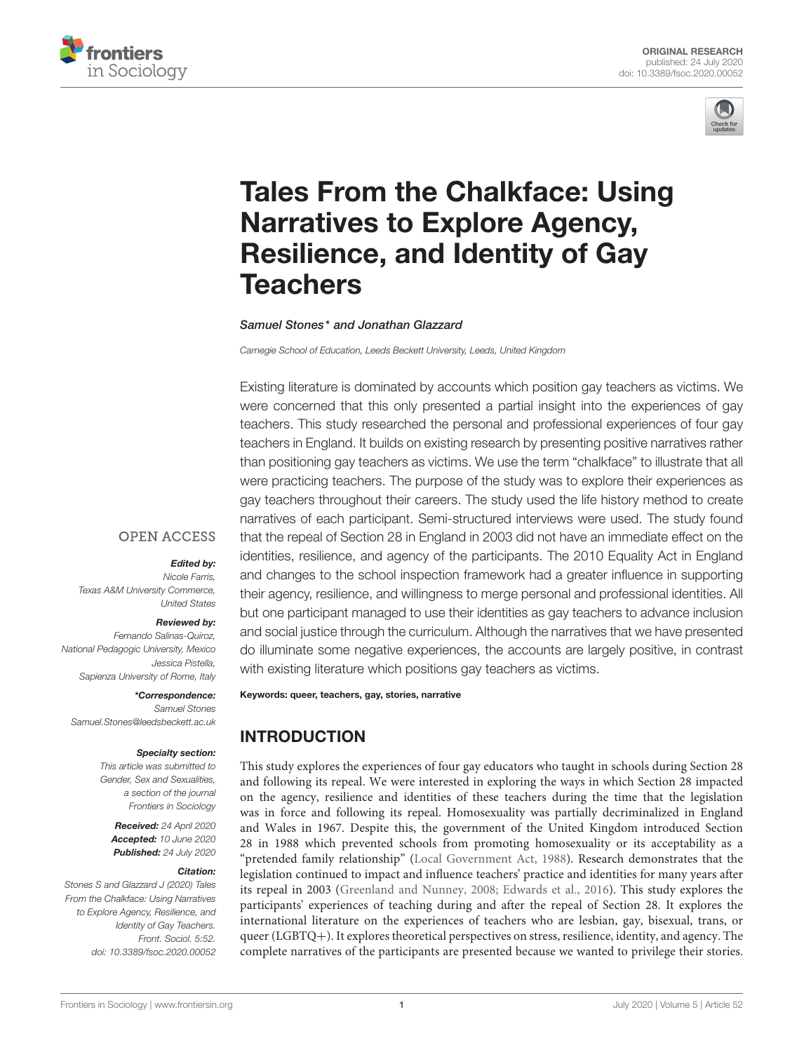ORIGINAL RESEARCH
published: 24 July 2020
doi: 10.3389/fsoc.2020.00052

# Tales From the Chalkface: Using Narratives to Explore Agency, Resilience, and Identity of Gay Teachers

*Samuel Stones\* and Jonathan Glazzard*

*Carnegie School of Education, Leeds Beckett University, Leeds, United Kingdom*

Existing literature is dominated by accounts which position gay teachers as victims. We were concerned that this only presented a partial insight into the experiences of gay teachers. This study researched the personal and professional experiences of four gay teachers in England. It builds on existing research by presenting positive narratives rather than positioning gay teachers as victims. We use the term "chalkface" to illustrate that all were practicing teachers. The purpose of the study was to explore their experiences as gay teachers throughout their careers. The study used the life history method to create narratives of each participant. Semi-structured interviews were used. The study found that the repeal of Section 28 in England in 2003 did not have an immediate effect on the identities, resilience, and agency of the participants. The 2010 Equality Act in England and changes to the school inspection framework had a greater influence in supporting their agency, resilience, and willingness to merge personal and professional identities. All but one participant managed to use their identities as gay teachers to advance inclusion and social justice through the curriculum. Although the narratives that we have presented do illuminate some negative experiences, the accounts are largely positive, in contrast with existing literature which positions gay teachers as victims.

**Keywords:** queer, teachers, gay, stories, narrative

OPEN ACCESS

***Edited by:***
*Nicole Farris,*
*Texas A&M University Commerce, United States*

***Reviewed by:***
*Fernando Salinas-Quiroz,*
*National Pedagogic University, Mexico*
*Jessica Pistella,*
*Sapienza University of Rome, Italy*

***\*Correspondence:***
*Samuel Stones*
*Samuel.Stones@leedsbeckett.ac.uk*

***Specialty section:***
*This article was submitted to Gender, Sex and Sexualities, a section of the journal Frontiers in Sociology*

***Received:*** *24 April 2020*
***Accepted:*** *10 June 2020*
***Published:*** *24 July 2020*

***Citation:***
*Stones S and Glazzard J (2020) Tales From the Chalkface: Using Narratives to Explore Agency, Resilience, and Identity of Gay Teachers. Front. Sociol. 5:52. doi: 10.3389/fsoc.2020.00052*

## INTRODUCTION

This study explores the experiences of four gay educators who taught in schools during Section 28 and following its repeal. We were interested in exploring the ways in which Section 28 impacted on the agency, resilience and identities of these teachers during the time that the legislation was in force and following its repeal. Homosexuality was partially decriminalized in England and Wales in 1967. Despite this, the government of the United Kingdom introduced Section 28 in 1988 which prevented schools from promoting homosexuality or its acceptability as a "pretended family relationship" (Local Government Act, 1988). Research demonstrates that the legislation continued to impact and influence teachers' practice and identities for many years after its repeal in 2003 (Greenland and Nunney, 2008; Edwards et al., 2016). This study explores the participants' experiences of teaching during and after the repeal of Section 28. It explores the international literature on the experiences of teachers who are lesbian, gay, bisexual, trans, or queer (LGBTQ+). It explores theoretical perspectives on stress, resilience, identity, and agency. The complete narratives of the participants are presented because we wanted to privilege their stories.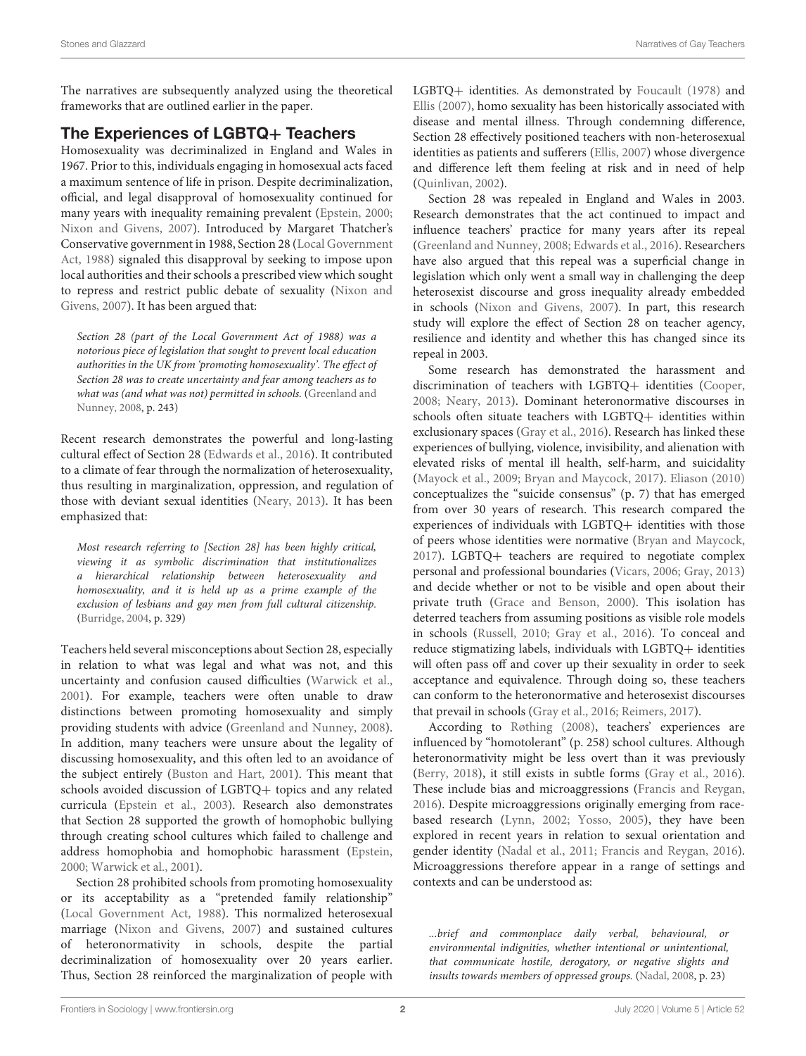The narratives are subsequently analyzed using the theoretical frameworks that are outlined earlier in the paper.

## The Experiences of LGBTQ+ Teachers

Homosexuality was decriminalized in England and Wales in 1967. Prior to this, individuals engaging in homosexual acts faced a maximum sentence of life in prison. Despite decriminalization, official, and legal disapproval of homosexuality continued for many years with inequality remaining prevalent (Epstein, 2000; Nixon and Givens, 2007). Introduced by Margaret Thatcher's Conservative government in 1988, Section 28 (Local Government Act, 1988) signaled this disapproval by seeking to impose upon local authorities and their schools a prescribed view which sought to repress and restrict public debate of sexuality (Nixon and Givens, 2007). It has been argued that:

> *Section 28 (part of the Local Government Act of 1988) was a notorious piece of legislation that sought to prevent local education authorities in the UK from 'promoting homosexuality'. The effect of Section 28 was to create uncertainty and fear among teachers as to what was (and what was not) permitted in schools.* (Greenland and Nunney, 2008, p. 243)

Recent research demonstrates the powerful and long-lasting cultural effect of Section 28 (Edwards et al., 2016). It contributed to a climate of fear through the normalization of heterosexuality, thus resulting in marginalization, oppression, and regulation of those with deviant sexual identities (Neary, 2013). It has been emphasized that:

> *Most research referring to [Section 28] has been highly critical, viewing it as symbolic discrimination that institutionalizes a hierarchical relationship between heterosexuality and homosexuality, and it is held up as a prime example of the exclusion of lesbians and gay men from full cultural citizenship.* (Burridge, 2004, p. 329)

Teachers held several misconceptions about Section 28, especially in relation to what was legal and what was not, and this uncertainty and confusion caused difficulties (Warwick et al., 2001). For example, teachers were often unable to draw distinctions between promoting homosexuality and simply providing students with advice (Greenland and Nunney, 2008). In addition, many teachers were unsure about the legality of discussing homosexuality, and this often led to an avoidance of the subject entirely (Buston and Hart, 2001). This meant that schools avoided discussion of LGBTQ+ topics and any related curricula (Epstein et al., 2003). Research also demonstrates that Section 28 supported the growth of homophobic bullying through creating school cultures which failed to challenge and address homophobia and homophobic harassment (Epstein, 2000; Warwick et al., 2001).

Section 28 prohibited schools from promoting homosexuality or its acceptability as a "pretended family relationship" (Local Government Act, 1988). This normalized heterosexual marriage (Nixon and Givens, 2007) and sustained cultures of heteronormativity in schools, despite the partial decriminalization of homosexuality over 20 years earlier. Thus, Section 28 reinforced the marginalization of people with LGBTQ+ identities. As demonstrated by Foucault (1978) and Ellis (2007), homo sexuality has been historically associated with disease and mental illness. Through condemning difference, Section 28 effectively positioned teachers with non-heterosexual identities as patients and sufferers (Ellis, 2007) whose divergence and difference left them feeling at risk and in need of help (Quinlivan, 2002).

Section 28 was repealed in England and Wales in 2003. Research demonstrates that the act continued to impact and influence teachers' practice for many years after its repeal (Greenland and Nunney, 2008; Edwards et al., 2016). Researchers have also argued that this repeal was a superficial change in legislation which only went a small way in challenging the deep heterosexist discourse and gross inequality already embedded in schools (Nixon and Givens, 2007). In part, this research study will explore the effect of Section 28 on teacher agency, resilience and identity and whether this has changed since its repeal in 2003.

Some research has demonstrated the harassment and discrimination of teachers with LGBTQ+ identities (Cooper, 2008; Neary, 2013). Dominant heteronormative discourses in schools often situate teachers with LGBTQ+ identities within exclusionary spaces (Gray et al., 2016). Research has linked these experiences of bullying, violence, invisibility, and alienation with elevated risks of mental ill health, self-harm, and suicidality (Mayock et al., 2009; Bryan and Maycock, 2017). Eliason (2010) conceptualizes the "suicide consensus" (p. 7) that has emerged from over 30 years of research. This research compared the experiences of individuals with LGBTQ+ identities with those of peers whose identities were normative (Bryan and Maycock, 2017). LGBTQ+ teachers are required to negotiate complex personal and professional boundaries (Vicars, 2006; Gray, 2013) and decide whether or not to be visible and open about their private truth (Grace and Benson, 2000). This isolation has deterred teachers from assuming positions as visible role models in schools (Russell, 2010; Gray et al., 2016). To conceal and reduce stigmatizing labels, individuals with LGBTQ+ identities will often pass off and cover up their sexuality in order to seek acceptance and equivalence. Through doing so, these teachers can conform to the heteronormative and heterosexist discourses that prevail in schools (Gray et al., 2016; Reimers, 2017).

According to Røthing (2008), teachers' experiences are influenced by "homotolerant" (p. 258) school cultures. Although heteronormativity might be less overt than it was previously (Berry, 2018), it still exists in subtle forms (Gray et al., 2016). These include bias and microaggressions (Francis and Reygan, 2016). Despite microaggressions originally emerging from race-based research (Lynn, 2002; Yosso, 2005), they have been explored in recent years in relation to sexual orientation and gender identity (Nadal et al., 2011; Francis and Reygan, 2016). Microaggressions therefore appear in a range of settings and contexts and can be understood as:

> *...brief and commonplace daily verbal, behavioural, or environmental indignities, whether intentional or unintentional, that communicate hostile, derogatory, or negative slights and insults towards members of oppressed groups.* (Nadal, 2008, p. 23)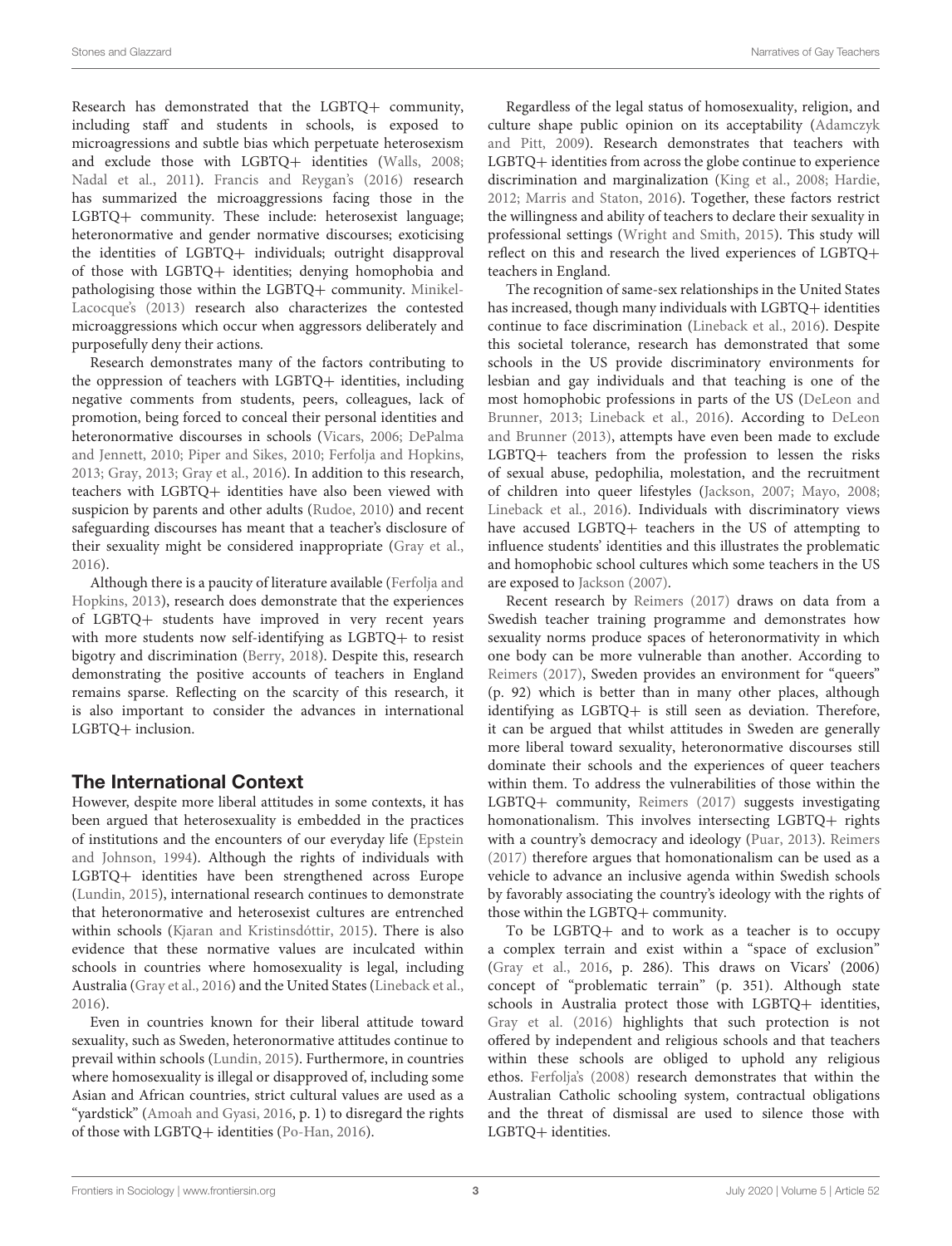Research has demonstrated that the LGBTQ+ community, including staff and students in schools, is exposed to microagressions and subtle bias which perpetuate heterosexism and exclude those with LGBTQ+ identities (Walls, 2008; Nadal et al., 2011). Francis and Reygan's (2016) research has summarized the microaggressions facing those in the LGBTQ+ community. These include: heterosexist language; heteronormative and gender normative discourses; exoticising the identities of LGBTQ+ individuals; outright disapproval of those with LGBTQ+ identities; denying homophobia and pathologising those within the LGBTQ+ community. Minikel-Lacocque's (2013) research also characterizes the contested microaggressions which occur when aggressors deliberately and purposefully deny their actions.

Research demonstrates many of the factors contributing to the oppression of teachers with LGBTQ+ identities, including negative comments from students, peers, colleagues, lack of promotion, being forced to conceal their personal identities and heteronormative discourses in schools (Vicars, 2006; DePalma and Jennett, 2010; Piper and Sikes, 2010; Ferfolja and Hopkins, 2013; Gray, 2013; Gray et al., 2016). In addition to this research, teachers with LGBTQ+ identities have also been viewed with suspicion by parents and other adults (Rudoe, 2010) and recent safeguarding discourses has meant that a teacher's disclosure of their sexuality might be considered inappropriate (Gray et al., 2016).

Although there is a paucity of literature available (Ferfolja and Hopkins, 2013), research does demonstrate that the experiences of LGBTQ+ students have improved in very recent years with more students now self-identifying as LGBTQ+ to resist bigotry and discrimination (Berry, 2018). Despite this, research demonstrating the positive accounts of teachers in England remains sparse. Reflecting on the scarcity of this research, it is also important to consider the advances in international LGBTQ+ inclusion.

## The International Context

However, despite more liberal attitudes in some contexts, it has been argued that heterosexuality is embedded in the practices of institutions and the encounters of our everyday life (Epstein and Johnson, 1994). Although the rights of individuals with LGBTQ+ identities have been strengthened across Europe (Lundin, 2015), international research continues to demonstrate that heteronormative and heterosexist cultures are entrenched within schools (Kjaran and Kristinsdóttir, 2015). There is also evidence that these normative values are inculcated within schools in countries where homosexuality is legal, including Australia (Gray et al., 2016) and the United States (Lineback et al., 2016).

Even in countries known for their liberal attitude toward sexuality, such as Sweden, heteronormative attitudes continue to prevail within schools (Lundin, 2015). Furthermore, in countries where homosexuality is illegal or disapproved of, including some Asian and African countries, strict cultural values are used as a "yardstick" (Amoah and Gyasi, 2016, p. 1) to disregard the rights of those with LGBTQ+ identities (Po-Han, 2016).

Regardless of the legal status of homosexuality, religion, and culture shape public opinion on its acceptability (Adamczyk and Pitt, 2009). Research demonstrates that teachers with LGBTQ+ identities from across the globe continue to experience discrimination and marginalization (King et al., 2008; Hardie, 2012; Marris and Staton, 2016). Together, these factors restrict the willingness and ability of teachers to declare their sexuality in professional settings (Wright and Smith, 2015). This study will reflect on this and research the lived experiences of LGBTQ+ teachers in England.

The recognition of same-sex relationships in the United States has increased, though many individuals with LGBTQ+ identities continue to face discrimination (Lineback et al., 2016). Despite this societal tolerance, research has demonstrated that some schools in the US provide discriminatory environments for lesbian and gay individuals and that teaching is one of the most homophobic professions in parts of the US (DeLeon and Brunner, 2013; Lineback et al., 2016). According to DeLeon and Brunner (2013), attempts have even been made to exclude LGBTQ+ teachers from the profession to lessen the risks of sexual abuse, pedophilia, molestation, and the recruitment of children into queer lifestyles (Jackson, 2007; Mayo, 2008; Lineback et al., 2016). Individuals with discriminatory views have accused LGBTQ+ teachers in the US of attempting to influence students' identities and this illustrates the problematic and homophobic school cultures which some teachers in the US are exposed to Jackson (2007).

Recent research by Reimers (2017) draws on data from a Swedish teacher training programme and demonstrates how sexuality norms produce spaces of heteronormativity in which one body can be more vulnerable than another. According to Reimers (2017), Sweden provides an environment for "queers" (p. 92) which is better than in many other places, although identifying as LGBTQ+ is still seen as deviation. Therefore, it can be argued that whilst attitudes in Sweden are generally more liberal toward sexuality, heteronormative discourses still dominate their schools and the experiences of queer teachers within them. To address the vulnerabilities of those within the LGBTQ+ community, Reimers (2017) suggests investigating homonationalism. This involves intersecting LGBTQ+ rights with a country's democracy and ideology (Puar, 2013). Reimers (2017) therefore argues that homonationalism can be used as a vehicle to advance an inclusive agenda within Swedish schools by favorably associating the country's ideology with the rights of those within the LGBTQ+ community.

To be LGBTQ+ and to work as a teacher is to occupy a complex terrain and exist within a "space of exclusion" (Gray et al., 2016, p. 286). This draws on Vicars' (2006) concept of "problematic terrain" (p. 351). Although state schools in Australia protect those with LGBTQ+ identities, Gray et al. (2016) highlights that such protection is not offered by independent and religious schools and that teachers within these schools are obliged to uphold any religious ethos. Ferfolja's (2008) research demonstrates that within the Australian Catholic schooling system, contractual obligations and the threat of dismissal are used to silence those with LGBTQ+ identities.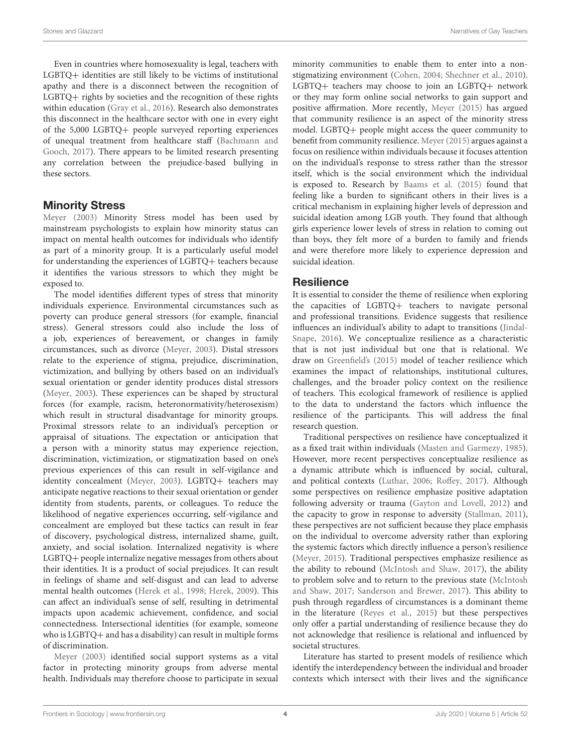Even in countries where homosexuality is legal, teachers with LGBTQ+ identities are still likely to be victims of institutional apathy and there is a disconnect between the recognition of LGBTQ+ rights by societies and the recognition of these rights within education (Gray et al., 2016). Research also demonstrates this disconnect in the healthcare sector with one in every eight of the 5,000 LGBTQ+ people surveyed reporting experiences of unequal treatment from healthcare staff (Bachmann and Gooch, 2017). There appears to be limited research presenting any correlation between the prejudice-based bullying in these sectors.

## Minority Stress

Meyer (2003) Minority Stress model has been used by mainstream psychologists to explain how minority status can impact on mental health outcomes for individuals who identify as part of a minority group. It is a particularly useful model for understanding the experiences of LGBTQ+ teachers because it identifies the various stressors to which they might be exposed to.

The model identifies different types of stress that minority individuals experience. Environmental circumstances such as poverty can produce general stressors (for example, financial stress). General stressors could also include the loss of a job, experiences of bereavement, or changes in family circumstances, such as divorce (Meyer, 2003). Distal stressors relate to the experience of stigma, prejudice, discrimination, victimization, and bullying by others based on an individual's sexual orientation or gender identity produces distal stressors (Meyer, 2003). These experiences can be shaped by structural forces (for example, racism, heteronormativity/heterosexism) which result in structural disadvantage for minority groups. Proximal stressors relate to an individual's perception or appraisal of situations. The expectation or anticipation that a person with a minority status may experience rejection, discrimination, victimization, or stigmatization based on one's previous experiences of this can result in self-vigilance and identity concealment (Meyer, 2003). LGBTQ+ teachers may anticipate negative reactions to their sexual orientation or gender identity from students, parents, or colleagues. To reduce the likelihood of negative experiences occurring, self-vigilance and concealment are employed but these tactics can result in fear of discovery, psychological distress, internalized shame, guilt, anxiety, and social isolation. Internalized negativity is where LGBTQ+ people internalize negative messages from others about their identities. It is a product of social prejudices. It can result in feelings of shame and self-disgust and can lead to adverse mental health outcomes (Herek et al., 1998; Herek, 2009). This can affect an individual's sense of self, resulting in detrimental impacts upon academic achievement, confidence, and social connectedness. Intersectional identities (for example, someone who is LGBTQ+ and has a disability) can result in multiple forms of discrimination.

Meyer (2003) identified social support systems as a vital factor in protecting minority groups from adverse mental health. Individuals may therefore choose to participate in sexual minority communities to enable them to enter into a non-stigmatizing environment (Cohen, 2004; Shechner et al., 2010). LGBTQ+ teachers may choose to join an LGBTQ+ network or they may form online social networks to gain support and positive affirmation. More recently, Meyer (2015) has argued that community resilience is an aspect of the minority stress model. LGBTQ+ people might access the queer community to benefit from community resilience. Meyer (2015) argues against a focus on resilience within individuals because it focuses attention on the individual's response to stress rather than the stressor itself, which is the social environment which the individual is exposed to. Research by Baams et al. (2015) found that feeling like a burden to significant others in their lives is a critical mechanism in explaining higher levels of depression and suicidal ideation among LGB youth. They found that although girls experience lower levels of stress in relation to coming out than boys, they felt more of a burden to family and friends and were therefore more likely to experience depression and suicidal ideation.

## Resilience

It is essential to consider the theme of resilience when exploring the capacities of LGBTQ+ teachers to navigate personal and professional transitions. Evidence suggests that resilience influences an individual's ability to adapt to transitions (Jindal-Snape, 2016). We conceptualize resilience as a characteristic that is not just individual but one that is relational. We draw on Greenfield's (2015) model of teacher resilience which examines the impact of relationships, institutional cultures, challenges, and the broader policy context on the resilience of teachers. This ecological framework of resilience is applied to the data to understand the factors which influence the resilience of the participants. This will address the final research question.

Traditional perspectives on resilience have conceptualized it as a fixed trait within individuals (Masten and Garmezy, 1985). However, more recent perspectives conceptualize resilience as a dynamic attribute which is influenced by social, cultural, and political contexts (Luthar, 2006; Roffey, 2017). Although some perspectives on resilience emphasize positive adaptation following adversity or trauma (Gayton and Lovell, 2012) and the capacity to grow in response to adversity (Stallman, 2011), these perspectives are not sufficient because they place emphasis on the individual to overcome adversity rather than exploring the systemic factors which directly influence a person's resilience (Meyer, 2015). Traditional perspectives emphasize resilience as the ability to rebound (McIntosh and Shaw, 2017), the ability to problem solve and to return to the previous state (McIntosh and Shaw, 2017; Sanderson and Brewer, 2017). This ability to push through regardless of circumstances is a dominant theme in the literature (Reyes et al., 2015) but these perspectives only offer a partial understanding of resilience because they do not acknowledge that resilience is relational and influenced by societal structures.

Literature has started to present models of resilience which identify the interdependency between the individual and broader contexts which intersect with their lives and the significance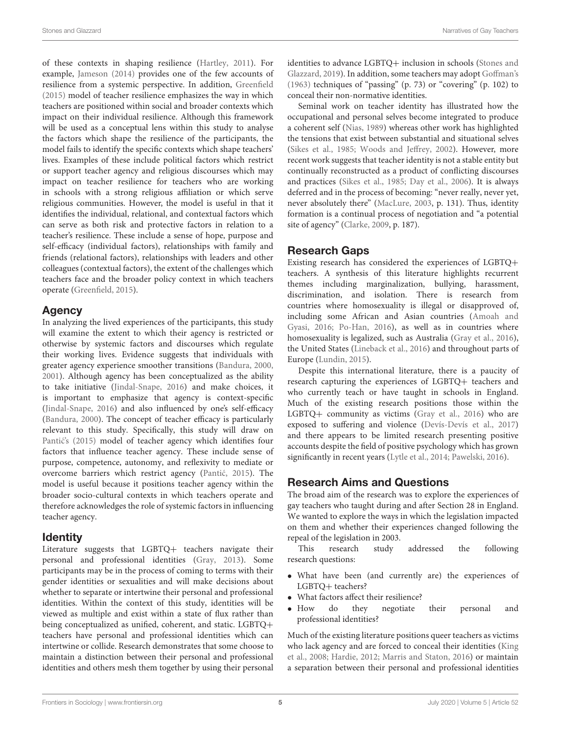of these contexts in shaping resilience (Hartley, 2011). For example, Jameson (2014) provides one of the few accounts of resilience from a systemic perspective. In addition, Greenfield (2015) model of teacher resilience emphasizes the way in which teachers are positioned within social and broader contexts which impact on their individual resilience. Although this framework will be used as a conceptual lens within this study to analyse the factors which shape the resilience of the participants, the model fails to identify the specific contexts which shape teachers' lives. Examples of these include political factors which restrict or support teacher agency and religious discourses which may impact on teacher resilience for teachers who are working in schools with a strong religious affiliation or which serve religious communities. However, the model is useful in that it identifies the individual, relational, and contextual factors which can serve as both risk and protective factors in relation to a teacher's resilience. These include a sense of hope, purpose and self-efficacy (individual factors), relationships with family and friends (relational factors), relationships with leaders and other colleagues (contextual factors), the extent of the challenges which teachers face and the broader policy context in which teachers operate (Greenfield, 2015).

## Agency

In analyzing the lived experiences of the participants, this study will examine the extent to which their agency is restricted or otherwise by systemic factors and discourses which regulate their working lives. Evidence suggests that individuals with greater agency experience smoother transitions (Bandura, 2000, 2001). Although agency has been conceptualized as the ability to take initiative (Jindal-Snape, 2016) and make choices, it is important to emphasize that agency is context-specific (Jindal-Snape, 2016) and also influenced by one's self-efficacy (Bandura, 2000). The concept of teacher efficacy is particularly relevant to this study. Specifically, this study will draw on Pantić's (2015) model of teacher agency which identifies four factors that influence teacher agency. These include sense of purpose, competence, autonomy, and reflexivity to mediate or overcome barriers which restrict agency (Pantić, 2015). The model is useful because it positions teacher agency within the broader socio-cultural contexts in which teachers operate and therefore acknowledges the role of systemic factors in influencing teacher agency.

## Identity

Literature suggests that LGBTQ+ teachers navigate their personal and professional identities (Gray, 2013). Some participants may be in the process of coming to terms with their gender identities or sexualities and will make decisions about whether to separate or intertwine their personal and professional identities. Within the context of this study, identities will be viewed as multiple and exist within a state of flux rather than being conceptualized as unified, coherent, and static. LGBTQ+ teachers have personal and professional identities which can intertwine or collide. Research demonstrates that some choose to maintain a distinction between their personal and professional identities and others mesh them together by using their personal identities to advance LGBTQ+ inclusion in schools (Stones and Glazzard, 2019). In addition, some teachers may adopt Goffman's (1963) techniques of "passing" (p. 73) or "covering" (p. 102) to conceal their non-normative identities.

Seminal work on teacher identity has illustrated how the occupational and personal selves become integrated to produce a coherent self (Nias, 1989) whereas other work has highlighted the tensions that exist between substantial and situational selves (Sikes et al., 1985; Woods and Jeffrey, 2002). However, more recent work suggests that teacher identity is not a stable entity but continually reconstructed as a product of conflicting discourses and practices (Sikes et al., 1985; Day et al., 2006). It is always deferred and in the process of becoming: "never really, never yet, never absolutely there" (MacLure, 2003, p. 131). Thus, identity formation is a continual process of negotiation and "a potential site of agency" (Clarke, 2009, p. 187).

## Research Gaps

Existing research has considered the experiences of LGBTQ+ teachers. A synthesis of this literature highlights recurrent themes including marginalization, bullying, harassment, discrimination, and isolation. There is research from countries where homosexuality is illegal or disapproved of, including some African and Asian countries (Amoah and Gyasi, 2016; Po-Han, 2016), as well as in countries where homosexuality is legalized, such as Australia (Gray et al., 2016), the United States (Lineback et al., 2016) and throughout parts of Europe (Lundin, 2015).

Despite this international literature, there is a paucity of research capturing the experiences of LGBTQ+ teachers and who currently teach or have taught in schools in England. Much of the existing research positions those within the LGBTQ+ community as victims (Gray et al., 2016) who are exposed to suffering and violence (Devís-Devís et al., 2017) and there appears to be limited research presenting positive accounts despite the field of positive psychology which has grown significantly in recent years (Lytle et al., 2014; Pawelski, 2016).

## Research Aims and Questions

The broad aim of the research was to explore the experiences of gay teachers who taught during and after Section 28 in England. We wanted to explore the ways in which the legislation impacted on them and whether their experiences changed following the repeal of the legislation in 2003.

This research study addressed the following research questions:

- What have been (and currently are) the experiences of LGBTQ+ teachers?
- What factors affect their resilience?
- How do they negotiate their personal and professional identities?

Much of the existing literature positions queer teachers as victims who lack agency and are forced to conceal their identities (King et al., 2008; Hardie, 2012; Marris and Staton, 2016) or maintain a separation between their personal and professional identities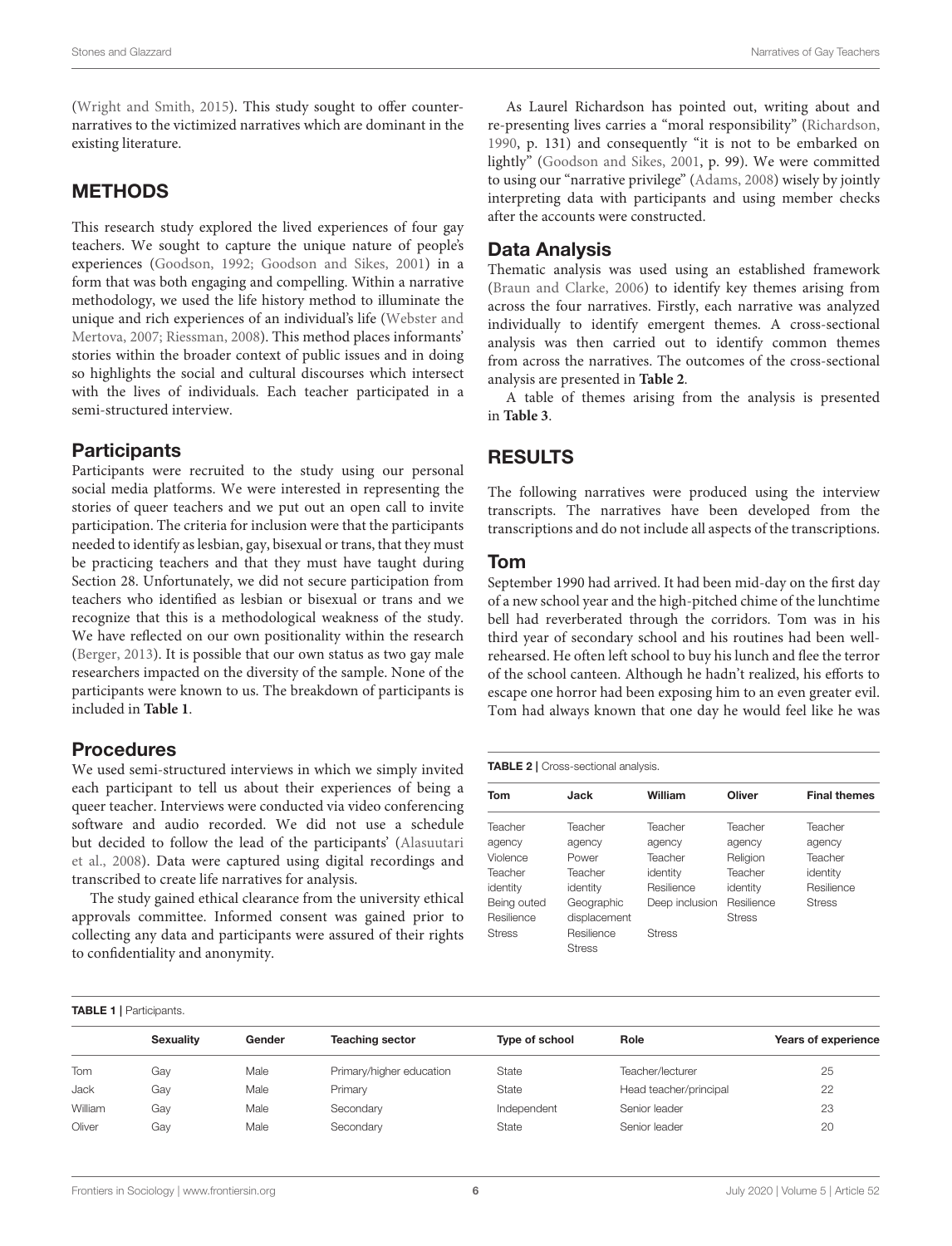(Wright and Smith, 2015). This study sought to offer counter-narratives to the victimized narratives which are dominant in the existing literature.

## METHODS

This research study explored the lived experiences of four gay teachers. We sought to capture the unique nature of people's experiences (Goodson, 1992; Goodson and Sikes, 2001) in a form that was both engaging and compelling. Within a narrative methodology, we used the life history method to illuminate the unique and rich experiences of an individual's life (Webster and Mertova, 2007; Riessman, 2008). This method places informants' stories within the broader context of public issues and in doing so highlights the social and cultural discourses which intersect with the lives of individuals. Each teacher participated in a semi-structured interview.

### Participants

Participants were recruited to the study using our personal social media platforms. We were interested in representing the stories of queer teachers and we put out an open call to invite participation. The criteria for inclusion were that the participants needed to identify as lesbian, gay, bisexual or trans, that they must be practicing teachers and that they must have taught during Section 28. Unfortunately, we did not secure participation from teachers who identified as lesbian or bisexual or trans and we recognize that this is a methodological weakness of the study. We have reflected on our own positionality within the research (Berger, 2013). It is possible that our own status as two gay male researchers impacted on the diversity of the sample. None of the participants were known to us. The breakdown of participants is included in **Table 1**.

### Procedures

We used semi-structured interviews in which we simply invited each participant to tell us about their experiences of being a queer teacher. Interviews were conducted via video conferencing software and audio recorded. We did not use a schedule but decided to follow the lead of the participants' (Alasuutari et al., 2008). Data were captured using digital recordings and transcribed to create life narratives for analysis.

The study gained ethical clearance from the university ethical approvals committee. Informed consent was gained prior to collecting any data and participants were assured of their rights to confidentiality and anonymity.

As Laurel Richardson has pointed out, writing about and re-presenting lives carries a "moral responsibility" (Richardson, 1990, p. 131) and consequently "it is not to be embarked on lightly" (Goodson and Sikes, 2001, p. 99). We were committed to using our "narrative privilege" (Adams, 2008) wisely by jointly interpreting data with participants and using member checks after the accounts were constructed.

### Data Analysis

Thematic analysis was used using an established framework (Braun and Clarke, 2006) to identify key themes arising from across the four narratives. Firstly, each narrative was analyzed individually to identify emergent themes. A cross-sectional analysis was then carried out to identify common themes from across the narratives. The outcomes of the cross-sectional analysis are presented in **Table 2**.

A table of themes arising from the analysis is presented in **Table 3**.

## RESULTS

The following narratives were produced using the interview transcripts. The narratives have been developed from the transcriptions and do not include all aspects of the transcriptions.

### Tom

September 1990 had arrived. It had been mid-day on the first day of a new school year and the high-pitched chime of the lunchtime bell had reverberated through the corridors. Tom was in his third year of secondary school and his routines had been well-rehearsed. He often left school to buy his lunch and flee the terror of the school canteen. Although he hadn't realized, his efforts to escape one horror had been exposing him to an even greater evil. Tom had always known that one day he would feel like he was

**TABLE 2** | Cross-sectional analysis.

| Tom | Jack | William | Oliver | Final themes |
|---|---|---|---|---|
| Teacher agency | Teacher agency | Teacher agency | Teacher agency | Teacher agency |
| Violence | Power | Teacher identity | Religion | Teacher identity |
| Teacher identity | Teacher identity | Resilience | Teacher identity | Resilience |
| Being outed | Geographic displacement | Deep inclusion | Resilience | Stress |
| Resilience | Resilience | Stress | Stress | |
| Stress | Stress | | | |

**TABLE 1** | Participants.

| | Sexuality | Gender | Teaching sector | Type of school | Role | Years of experience |
|---|---|---|---|---|---|---|
| Tom | Gay | Male | Primary/higher education | State | Teacher/lecturer | 25 |
| Jack | Gay | Male | Primary | State | Head teacher/principal | 22 |
| William | Gay | Male | Secondary | Independent | Senior leader | 23 |
| Oliver | Gay | Male | Secondary | State | Senior leader | 20 |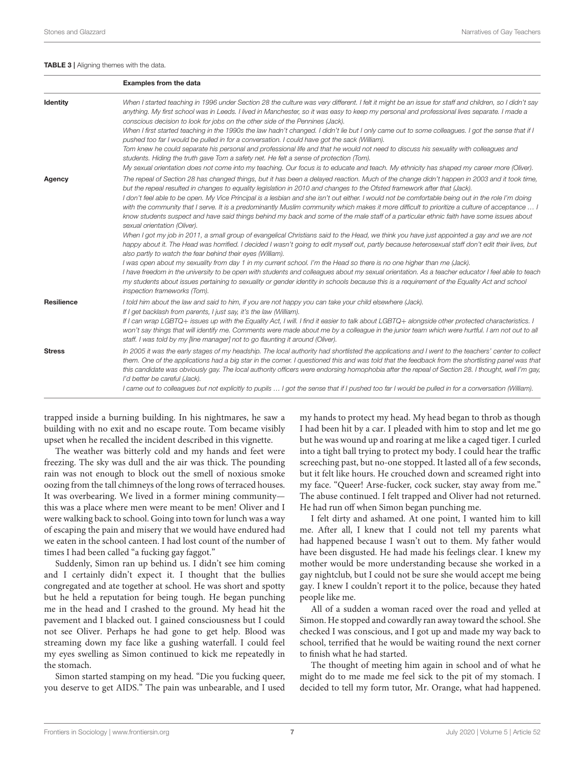**TABLE 3** | Aligning themes with the data.

| | Examples from the data |
|---|---|
| **Identity** | *When I started teaching in 1996 under Section 28 the culture was very different. I felt it might be an issue for staff and children, so I didn't say anything. My first school was in Leeds. I lived in Manchester, so it was easy to keep my personal and professional lives separate. I made a conscious decision to look for jobs on the other side of the Pennines (Jack).* *When I first started teaching in the 1990s the law hadn't changed. I didn't lie but I only came out to some colleagues. I got the sense that if I pushed too far I would be pulled in for a conversation. I could have got the sack (William).* *Tom knew he could separate his personal and professional life and that he would not need to discuss his sexuality with colleagues and students. Hiding the truth gave Tom a safety net. He felt a sense of protection (Tom).* *My sexual orientation does not come into my teaching. Our focus is to educate and teach. My ethnicity has shaped my career more (Oliver).* |
| **Agency** | *The repeal of Section 28 has changed things, but it has been a delayed reaction. Much of the change didn't happen in 2003 and it took time, but the repeal resulted in changes to equality legislation in 2010 and changes to the Ofsted framework after that (Jack).* *I don't feel able to be open. My Vice Principal is a lesbian and she isn't out either. I would not be comfortable being out in the role I'm doing with the community that I serve. It is a predominantly Muslim community which makes it more difficult to prioritize a culture of acceptance … I know students suspect and have said things behind my back and some of the male staff of a particular ethnic faith have some issues about sexual orientation (Oliver).* *When I got my job in 2011, a small group of evangelical Christians said to the Head, we think you have just appointed a gay and we are not happy about it. The Head was horrified. I decided I wasn't going to edit myself out, partly because heterosexual staff don't edit their lives, but also partly to watch the fear behind their eyes (William).* *I was open about my sexuality from day 1 in my current school. I'm the Head so there is no one higher than me (Jack).* *I have freedom in the university to be open with students and colleagues about my sexual orientation. As a teacher educator I feel able to teach my students about issues pertaining to sexuality or gender identity in schools because this is a requirement of the Equality Act and school inspection frameworks (Tom).* |
| **Resilience** | *I told him about the law and said to him, if you are not happy you can take your child elsewhere (Jack).* *If I get backlash from parents, I just say, it's the law (William).* *If I can wrap LGBTQ+ issues up with the Equality Act, I will. I find it easier to talk about LGBTQ+ alongside other protected characteristics. I won't say things that will identify me. Comments were made about me by a colleague in the junior team which were hurtful. I am not out to all staff. I was told by my [line manager] not to go flaunting it around (Oliver).* |
| **Stress** | *In 2005 it was the early stages of my headship. The local authority had shortlisted the applications and I went to the teachers' center to collect them. One of the applications had a big star in the corner. I questioned this and was told that the feedback from the shortlisting panel was that this candidate was obviously gay. The local authority officers were endorsing homophobia after the repeal of Section 28. I thought, well I'm gay, I'd better be careful (Jack).* *I came out to colleagues but not explicitly to pupils … I got the sense that if I pushed too far I would be pulled in for a conversation (William).* |

trapped inside a burning building. In his nightmares, he saw a building with no exit and no escape route. Tom became visibly upset when he recalled the incident described in this vignette.

The weather was bitterly cold and my hands and feet were freezing. The sky was dull and the air was thick. The pounding rain was not enough to block out the smell of noxious smoke oozing from the tall chimneys of the long rows of terraced houses. It was overbearing. We lived in a former mining community—this was a place where men were meant to be men! Oliver and I were walking back to school. Going into town for lunch was a way of escaping the pain and misery that we would have endured had we eaten in the school canteen. I had lost count of the number of times I had been called "a fucking gay faggot."

Suddenly, Simon ran up behind us. I didn't see him coming and I certainly didn't expect it. I thought that the bullies congregated and ate together at school. He was short and spotty but he held a reputation for being tough. He began punching me in the head and I crashed to the ground. My head hit the pavement and I blacked out. I gained consciousness but I could not see Oliver. Perhaps he had gone to get help. Blood was streaming down my face like a gushing waterfall. I could feel my eyes swelling as Simon continued to kick me repeatedly in the stomach.

Simon started stamping on my head. "Die you fucking queer, you deserve to get AIDS." The pain was unbearable, and I used my hands to protect my head. My head began to throb as though I had been hit by a car. I pleaded with him to stop and let me go but he was wound up and roaring at me like a caged tiger. I curled into a tight ball trying to protect my body. I could hear the traffic screeching past, but no-one stopped. It lasted all of a few seconds, but it felt like hours. He crouched down and screamed right into my face. "Queer! Arse-fucker, cock sucker, stay away from me." The abuse continued. I felt trapped and Oliver had not returned. He had run off when Simon began punching me.

I felt dirty and ashamed. At one point, I wanted him to kill me. After all, I knew that I could not tell my parents what had happened because I wasn't out to them. My father would have been disgusted. He had made his feelings clear. I knew my mother would be more understanding because she worked in a gay nightclub, but I could not be sure she would accept me being gay. I knew I couldn't report it to the police, because they hated people like me.

All of a sudden a woman raced over the road and yelled at Simon. He stopped and cowardly ran away toward the school. She checked I was conscious, and I got up and made my way back to school, terrified that he would be waiting round the next corner to finish what he had started.

The thought of meeting him again in school and of what he might do to me made me feel sick to the pit of my stomach. I decided to tell my form tutor, Mr. Orange, what had happened.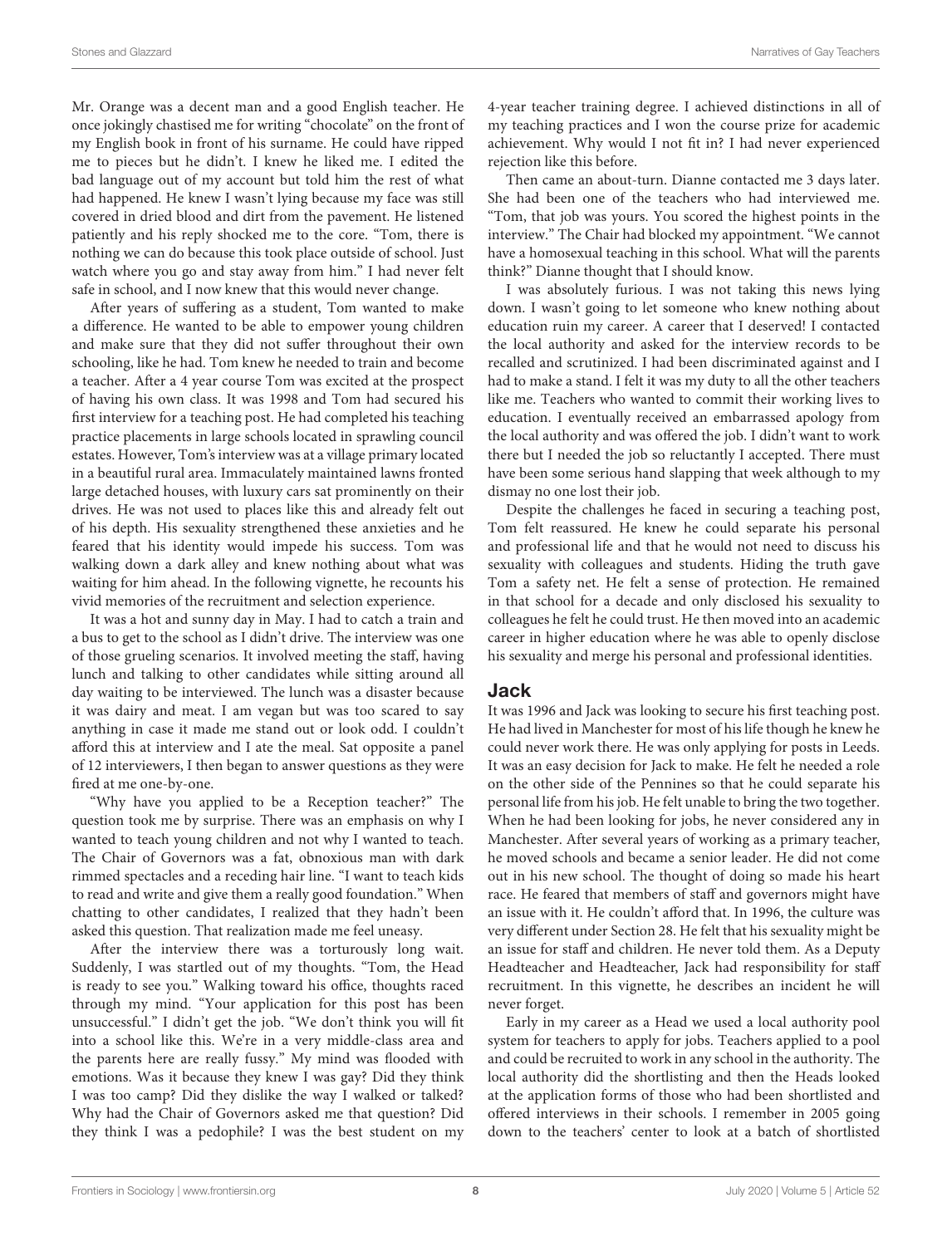Mr. Orange was a decent man and a good English teacher. He once jokingly chastised me for writing "chocolate" on the front of my English book in front of his surname. He could have ripped me to pieces but he didn't. I knew he liked me. I edited the bad language out of my account but told him the rest of what had happened. He knew I wasn't lying because my face was still covered in dried blood and dirt from the pavement. He listened patiently and his reply shocked me to the core. "Tom, there is nothing we can do because this took place outside of school. Just watch where you go and stay away from him." I had never felt safe in school, and I now knew that this would never change.

After years of suffering as a student, Tom wanted to make a difference. He wanted to be able to empower young children and make sure that they did not suffer throughout their own schooling, like he had. Tom knew he needed to train and become a teacher. After a 4 year course Tom was excited at the prospect of having his own class. It was 1998 and Tom had secured his first interview for a teaching post. He had completed his teaching practice placements in large schools located in sprawling council estates. However, Tom's interview was at a village primary located in a beautiful rural area. Immaculately maintained lawns fronted large detached houses, with luxury cars sat prominently on their drives. He was not used to places like this and already felt out of his depth. His sexuality strengthened these anxieties and he feared that his identity would impede his success. Tom was walking down a dark alley and knew nothing about what was waiting for him ahead. In the following vignette, he recounts his vivid memories of the recruitment and selection experience.

It was a hot and sunny day in May. I had to catch a train and a bus to get to the school as I didn't drive. The interview was one of those grueling scenarios. It involved meeting the staff, having lunch and talking to other candidates while sitting around all day waiting to be interviewed. The lunch was a disaster because it was dairy and meat. I am vegan but was too scared to say anything in case it made me stand out or look odd. I couldn't afford this at interview and I ate the meal. Sat opposite a panel of 12 interviewers, I then began to answer questions as they were fired at me one-by-one.

"Why have you applied to be a Reception teacher?" The question took me by surprise. There was an emphasis on why I wanted to teach young children and not why I wanted to teach. The Chair of Governors was a fat, obnoxious man with dark rimmed spectacles and a receding hair line. "I want to teach kids to read and write and give them a really good foundation." When chatting to other candidates, I realized that they hadn't been asked this question. That realization made me feel uneasy.

After the interview there was a torturously long wait. Suddenly, I was startled out of my thoughts. "Tom, the Head is ready to see you." Walking toward his office, thoughts raced through my mind. "Your application for this post has been unsuccessful." I didn't get the job. "We don't think you will fit into a school like this. We're in a very middle-class area and the parents here are really fussy." My mind was flooded with emotions. Was it because they knew I was gay? Did they think I was too camp? Did they dislike the way I walked or talked? Why had the Chair of Governors asked me that question? Did they think I was a pedophile? I was the best student on my 4-year teacher training degree. I achieved distinctions in all of my teaching practices and I won the course prize for academic achievement. Why would I not fit in? I had never experienced rejection like this before.

Then came an about-turn. Dianne contacted me 3 days later. She had been one of the teachers who had interviewed me. "Tom, that job was yours. You scored the highest points in the interview." The Chair had blocked my appointment. "We cannot have a homosexual teaching in this school. What will the parents think?" Dianne thought that I should know.

I was absolutely furious. I was not taking this news lying down. I wasn't going to let someone who knew nothing about education ruin my career. A career that I deserved! I contacted the local authority and asked for the interview records to be recalled and scrutinized. I had been discriminated against and I had to make a stand. I felt it was my duty to all the other teachers like me. Teachers who wanted to commit their working lives to education. I eventually received an embarrassed apology from the local authority and was offered the job. I didn't want to work there but I needed the job so reluctantly I accepted. There must have been some serious hand slapping that week although to my dismay no one lost their job.

Despite the challenges he faced in securing a teaching post, Tom felt reassured. He knew he could separate his personal and professional life and that he would not need to discuss his sexuality with colleagues and students. Hiding the truth gave Tom a safety net. He felt a sense of protection. He remained in that school for a decade and only disclosed his sexuality to colleagues he felt he could trust. He then moved into an academic career in higher education where he was able to openly disclose his sexuality and merge his personal and professional identities.

## Jack

It was 1996 and Jack was looking to secure his first teaching post. He had lived in Manchester for most of his life though he knew he could never work there. He was only applying for posts in Leeds. It was an easy decision for Jack to make. He felt he needed a role on the other side of the Pennines so that he could separate his personal life from his job. He felt unable to bring the two together. When he had been looking for jobs, he never considered any in Manchester. After several years of working as a primary teacher, he moved schools and became a senior leader. He did not come out in his new school. The thought of doing so made his heart race. He feared that members of staff and governors might have an issue with it. He couldn't afford that. In 1996, the culture was very different under Section 28. He felt that his sexuality might be an issue for staff and children. He never told them. As a Deputy Headteacher and Headteacher, Jack had responsibility for staff recruitment. In this vignette, he describes an incident he will never forget.

Early in my career as a Head we used a local authority pool system for teachers to apply for jobs. Teachers applied to a pool and could be recruited to work in any school in the authority. The local authority did the shortlisting and then the Heads looked at the application forms of those who had been shortlisted and offered interviews in their schools. I remember in 2005 going down to the teachers' center to look at a batch of shortlisted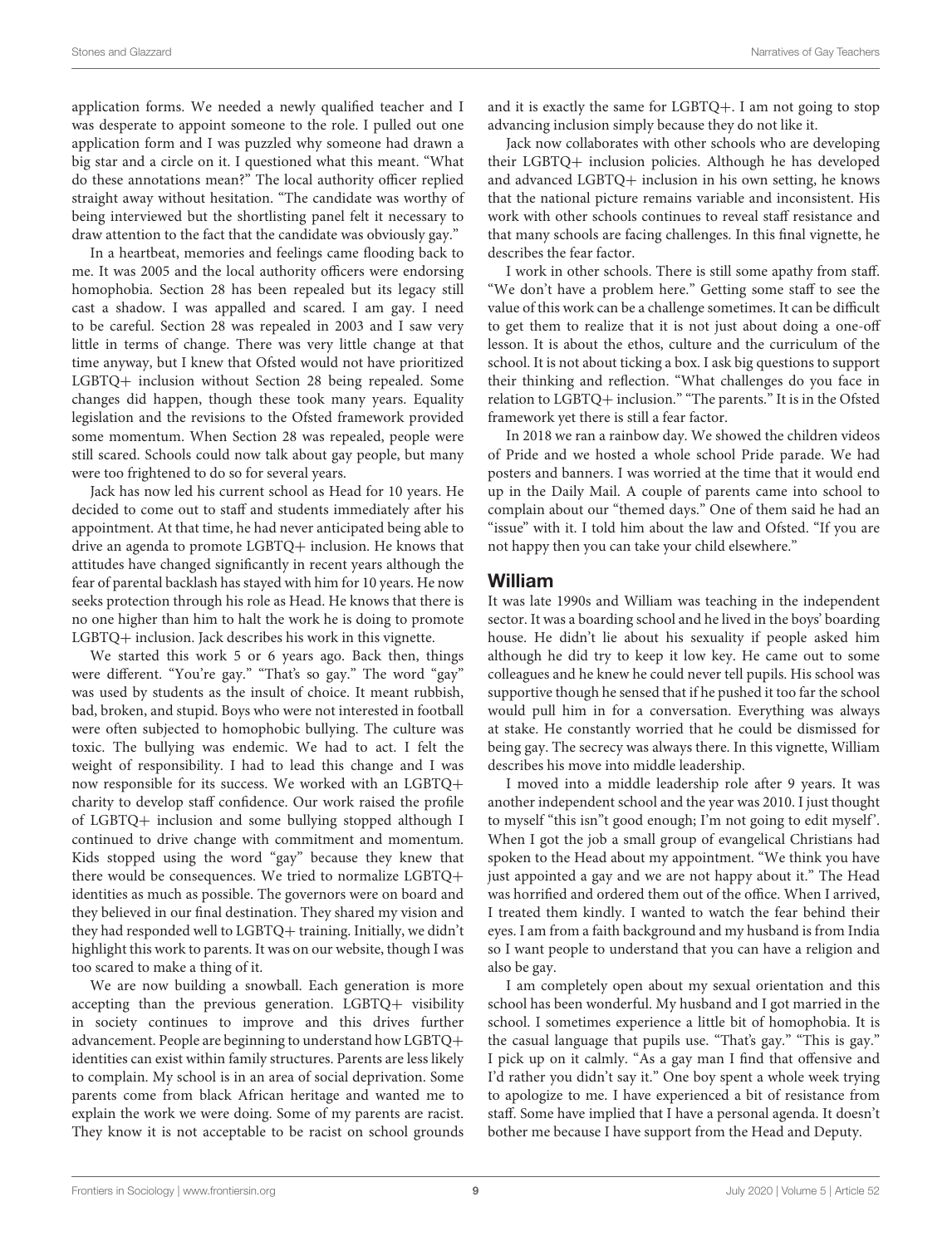application forms. We needed a newly qualified teacher and I was desperate to appoint someone to the role. I pulled out one application form and I was puzzled why someone had drawn a big star and a circle on it. I questioned what this meant. "What do these annotations mean?" The local authority officer replied straight away without hesitation. "The candidate was worthy of being interviewed but the shortlisting panel felt it necessary to draw attention to the fact that the candidate was obviously gay."

In a heartbeat, memories and feelings came flooding back to me. It was 2005 and the local authority officers were endorsing homophobia. Section 28 has been repealed but its legacy still cast a shadow. I was appalled and scared. I am gay. I need to be careful. Section 28 was repealed in 2003 and I saw very little in terms of change. There was very little change at that time anyway, but I knew that Ofsted would not have prioritized LGBTQ+ inclusion without Section 28 being repealed. Some changes did happen, though these took many years. Equality legislation and the revisions to the Ofsted framework provided some momentum. When Section 28 was repealed, people were still scared. Schools could now talk about gay people, but many were too frightened to do so for several years.

Jack has now led his current school as Head for 10 years. He decided to come out to staff and students immediately after his appointment. At that time, he had never anticipated being able to drive an agenda to promote LGBTQ+ inclusion. He knows that attitudes have changed significantly in recent years although the fear of parental backlash has stayed with him for 10 years. He now seeks protection through his role as Head. He knows that there is no one higher than him to halt the work he is doing to promote LGBTQ+ inclusion. Jack describes his work in this vignette.

We started this work 5 or 6 years ago. Back then, things were different. "You're gay." "That's so gay." The word "gay" was used by students as the insult of choice. It meant rubbish, bad, broken, and stupid. Boys who were not interested in football were often subjected to homophobic bullying. The culture was toxic. The bullying was endemic. We had to act. I felt the weight of responsibility. I had to lead this change and I was now responsible for its success. We worked with an LGBTQ+ charity to develop staff confidence. Our work raised the profile of LGBTQ+ inclusion and some bullying stopped although I continued to drive change with commitment and momentum. Kids stopped using the word "gay" because they knew that there would be consequences. We tried to normalize LGBTQ+ identities as much as possible. The governors were on board and they believed in our final destination. They shared my vision and they had responded well to LGBTQ+ training. Initially, we didn't highlight this work to parents. It was on our website, though I was too scared to make a thing of it.

We are now building a snowball. Each generation is more accepting than the previous generation. LGBTQ+ visibility in society continues to improve and this drives further advancement. People are beginning to understand how LGBTQ+ identities can exist within family structures. Parents are less likely to complain. My school is in an area of social deprivation. Some parents come from black African heritage and wanted me to explain the work we were doing. Some of my parents are racist. They know it is not acceptable to be racist on school grounds and it is exactly the same for LGBTQ+. I am not going to stop advancing inclusion simply because they do not like it.

Jack now collaborates with other schools who are developing their LGBTQ+ inclusion policies. Although he has developed and advanced LGBTQ+ inclusion in his own setting, he knows that the national picture remains variable and inconsistent. His work with other schools continues to reveal staff resistance and that many schools are facing challenges. In this final vignette, he describes the fear factor.

I work in other schools. There is still some apathy from staff. "We don't have a problem here." Getting some staff to see the value of this work can be a challenge sometimes. It can be difficult to get them to realize that it is not just about doing a one-off lesson. It is about the ethos, culture and the curriculum of the school. It is not about ticking a box. I ask big questions to support their thinking and reflection. "What challenges do you face in relation to LGBTQ+ inclusion." "The parents." It is in the Ofsted framework yet there is still a fear factor.

In 2018 we ran a rainbow day. We showed the children videos of Pride and we hosted a whole school Pride parade. We had posters and banners. I was worried at the time that it would end up in the Daily Mail. A couple of parents came into school to complain about our "themed days." One of them said he had an "issue" with it. I told him about the law and Ofsted. "If you are not happy then you can take your child elsewhere."

## William

It was late 1990s and William was teaching in the independent sector. It was a boarding school and he lived in the boys' boarding house. He didn't lie about his sexuality if people asked him although he did try to keep it low key. He came out to some colleagues and he knew he could never tell pupils. His school was supportive though he sensed that if he pushed it too far the school would pull him in for a conversation. Everything was always at stake. He constantly worried that he could be dismissed for being gay. The secrecy was always there. In this vignette, William describes his move into middle leadership.

I moved into a middle leadership role after 9 years. It was another independent school and the year was 2010. I just thought to myself "this isn"t good enough; I'm not going to edit myself'. When I got the job a small group of evangelical Christians had spoken to the Head about my appointment. "We think you have just appointed a gay and we are not happy about it." The Head was horrified and ordered them out of the office. When I arrived, I treated them kindly. I wanted to watch the fear behind their eyes. I am from a faith background and my husband is from India so I want people to understand that you can have a religion and also be gay.

I am completely open about my sexual orientation and this school has been wonderful. My husband and I got married in the school. I sometimes experience a little bit of homophobia. It is the casual language that pupils use. "That's gay." "This is gay." I pick up on it calmly. "As a gay man I find that offensive and I'd rather you didn't say it." One boy spent a whole week trying to apologize to me. I have experienced a bit of resistance from staff. Some have implied that I have a personal agenda. It doesn't bother me because I have support from the Head and Deputy.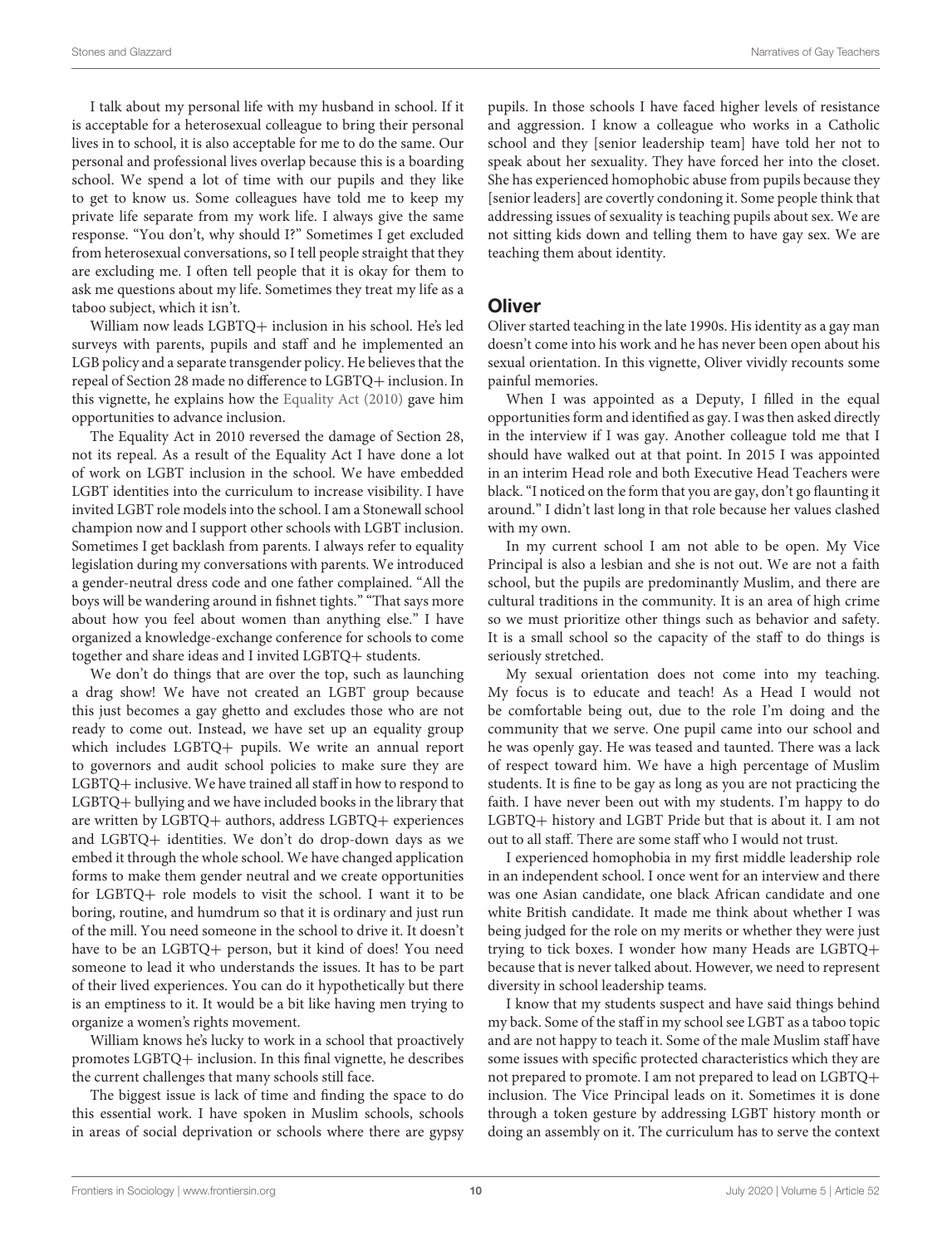I talk about my personal life with my husband in school. If it is acceptable for a heterosexual colleague to bring their personal lives in to school, it is also acceptable for me to do the same. Our personal and professional lives overlap because this is a boarding school. We spend a lot of time with our pupils and they like to get to know us. Some colleagues have told me to keep my private life separate from my work life. I always give the same response. "You don't, why should I?" Sometimes I get excluded from heterosexual conversations, so I tell people straight that they are excluding me. I often tell people that it is okay for them to ask me questions about my life. Sometimes they treat my life as a taboo subject, which it isn't.

William now leads LGBTQ+ inclusion in his school. He's led surveys with parents, pupils and staff and he implemented an LGB policy and a separate transgender policy. He believes that the repeal of Section 28 made no difference to LGBTQ+ inclusion. In this vignette, he explains how the Equality Act (2010) gave him opportunities to advance inclusion.

The Equality Act in 2010 reversed the damage of Section 28, not its repeal. As a result of the Equality Act I have done a lot of work on LGBT inclusion in the school. We have embedded LGBT identities into the curriculum to increase visibility. I have invited LGBT role models into the school. I am a Stonewall school champion now and I support other schools with LGBT inclusion. Sometimes I get backlash from parents. I always refer to equality legislation during my conversations with parents. We introduced a gender-neutral dress code and one father complained. "All the boys will be wandering around in fishnet tights." "That says more about how you feel about women than anything else." I have organized a knowledge-exchange conference for schools to come together and share ideas and I invited LGBTQ+ students.

We don't do things that are over the top, such as launching a drag show! We have not created an LGBT group because this just becomes a gay ghetto and excludes those who are not ready to come out. Instead, we have set up an equality group which includes LGBTQ+ pupils. We write an annual report to governors and audit school policies to make sure they are LGBTQ+ inclusive. We have trained all staff in how to respond to LGBTQ+ bullying and we have included books in the library that are written by LGBTQ+ authors, address LGBTQ+ experiences and LGBTQ+ identities. We don't do drop-down days as we embed it through the whole school. We have changed application forms to make them gender neutral and we create opportunities for LGBTQ+ role models to visit the school. I want it to be boring, routine, and humdrum so that it is ordinary and just run of the mill. You need someone in the school to drive it. It doesn't have to be an LGBTQ+ person, but it kind of does! You need someone to lead it who understands the issues. It has to be part of their lived experiences. You can do it hypothetically but there is an emptiness to it. It would be a bit like having men trying to organize a women's rights movement.

William knows he's lucky to work in a school that proactively promotes LGBTQ+ inclusion. In this final vignette, he describes the current challenges that many schools still face.

The biggest issue is lack of time and finding the space to do this essential work. I have spoken in Muslim schools, schools in areas of social deprivation or schools where there are gypsy pupils. In those schools I have faced higher levels of resistance and aggression. I know a colleague who works in a Catholic school and they [senior leadership team] have told her not to speak about her sexuality. They have forced her into the closet. She has experienced homophobic abuse from pupils because they [senior leaders] are covertly condoning it. Some people think that addressing issues of sexuality is teaching pupils about sex. We are not sitting kids down and telling them to have gay sex. We are teaching them about identity.

## Oliver

Oliver started teaching in the late 1990s. His identity as a gay man doesn't come into his work and he has never been open about his sexual orientation. In this vignette, Oliver vividly recounts some painful memories.

When I was appointed as a Deputy, I filled in the equal opportunities form and identified as gay. I was then asked directly in the interview if I was gay. Another colleague told me that I should have walked out at that point. In 2015 I was appointed in an interim Head role and both Executive Head Teachers were black. "I noticed on the form that you are gay, don't go flaunting it around." I didn't last long in that role because her values clashed with my own.

In my current school I am not able to be open. My Vice Principal is also a lesbian and she is not out. We are not a faith school, but the pupils are predominantly Muslim, and there are cultural traditions in the community. It is an area of high crime so we must prioritize other things such as behavior and safety. It is a small school so the capacity of the staff to do things is seriously stretched.

My sexual orientation does not come into my teaching. My focus is to educate and teach! As a Head I would not be comfortable being out, due to the role I'm doing and the community that we serve. One pupil came into our school and he was openly gay. He was teased and taunted. There was a lack of respect toward him. We have a high percentage of Muslim students. It is fine to be gay as long as you are not practicing the faith. I have never been out with my students. I'm happy to do LGBTQ+ history and LGBT Pride but that is about it. I am not out to all staff. There are some staff who I would not trust.

I experienced homophobia in my first middle leadership role in an independent school. I once went for an interview and there was one Asian candidate, one black African candidate and one white British candidate. It made me think about whether I was being judged for the role on my merits or whether they were just trying to tick boxes. I wonder how many Heads are LGBTQ+ because that is never talked about. However, we need to represent diversity in school leadership teams.

I know that my students suspect and have said things behind my back. Some of the staff in my school see LGBT as a taboo topic and are not happy to teach it. Some of the male Muslim staff have some issues with specific protected characteristics which they are not prepared to promote. I am not prepared to lead on LGBTQ+ inclusion. The Vice Principal leads on it. Sometimes it is done through a token gesture by addressing LGBT history month or doing an assembly on it. The curriculum has to serve the context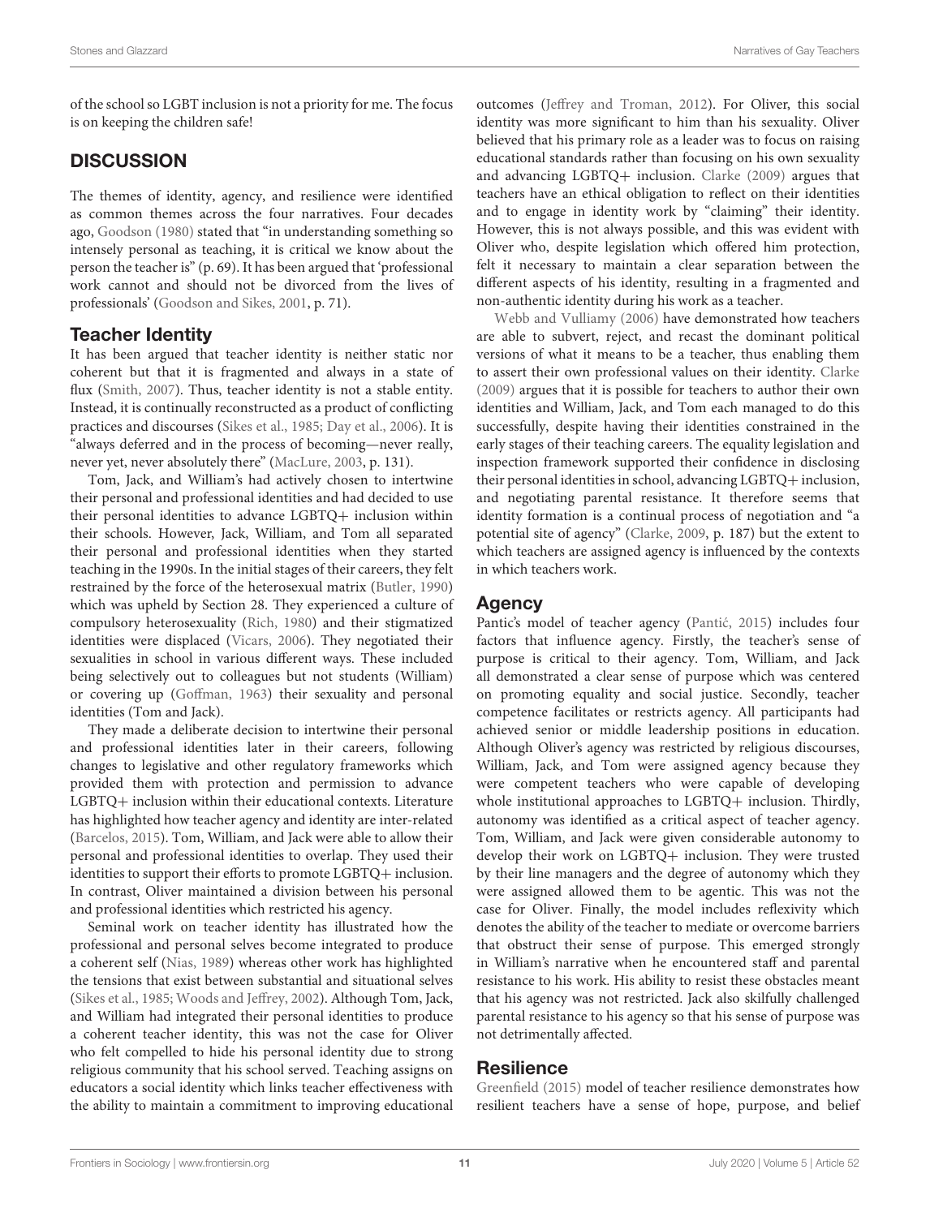of the school so LGBT inclusion is not a priority for me. The focus is on keeping the children safe!

## DISCUSSION

The themes of identity, agency, and resilience were identified as common themes across the four narratives. Four decades ago, Goodson (1980) stated that "in understanding something so intensely personal as teaching, it is critical we know about the person the teacher is" (p. 69). It has been argued that 'professional work cannot and should not be divorced from the lives of professionals' (Goodson and Sikes, 2001, p. 71).

### Teacher Identity

It has been argued that teacher identity is neither static nor coherent but that it is fragmented and always in a state of flux (Smith, 2007). Thus, teacher identity is not a stable entity. Instead, it is continually reconstructed as a product of conflicting practices and discourses (Sikes et al., 1985; Day et al., 2006). It is "always deferred and in the process of becoming—never really, never yet, never absolutely there" (MacLure, 2003, p. 131).

Tom, Jack, and William's had actively chosen to intertwine their personal and professional identities and had decided to use their personal identities to advance LGBTQ+ inclusion within their schools. However, Jack, William, and Tom all separated their personal and professional identities when they started teaching in the 1990s. In the initial stages of their careers, they felt restrained by the force of the heterosexual matrix (Butler, 1990) which was upheld by Section 28. They experienced a culture of compulsory heterosexuality (Rich, 1980) and their stigmatized identities were displaced (Vicars, 2006). They negotiated their sexualities in school in various different ways. These included being selectively out to colleagues but not students (William) or covering up (Goffman, 1963) their sexuality and personal identities (Tom and Jack).

They made a deliberate decision to intertwine their personal and professional identities later in their careers, following changes to legislative and other regulatory frameworks which provided them with protection and permission to advance LGBTQ+ inclusion within their educational contexts. Literature has highlighted how teacher agency and identity are inter-related (Barcelos, 2015). Tom, William, and Jack were able to allow their personal and professional identities to overlap. They used their identities to support their efforts to promote LGBTQ+ inclusion. In contrast, Oliver maintained a division between his personal and professional identities which restricted his agency.

Seminal work on teacher identity has illustrated how the professional and personal selves become integrated to produce a coherent self (Nias, 1989) whereas other work has highlighted the tensions that exist between substantial and situational selves (Sikes et al., 1985; Woods and Jeffrey, 2002). Although Tom, Jack, and William had integrated their personal identities to produce a coherent teacher identity, this was not the case for Oliver who felt compelled to hide his personal identity due to strong religious community that his school served. Teaching assigns on educators a social identity which links teacher effectiveness with the ability to maintain a commitment to improving educational outcomes (Jeffrey and Troman, 2012). For Oliver, this social identity was more significant to him than his sexuality. Oliver believed that his primary role as a leader was to focus on raising educational standards rather than focusing on his own sexuality and advancing LGBTQ+ inclusion. Clarke (2009) argues that teachers have an ethical obligation to reflect on their identities and to engage in identity work by "claiming" their identity. However, this is not always possible, and this was evident with Oliver who, despite legislation which offered him protection, felt it necessary to maintain a clear separation between the different aspects of his identity, resulting in a fragmented and non-authentic identity during his work as a teacher.

Webb and Vulliamy (2006) have demonstrated how teachers are able to subvert, reject, and recast the dominant political versions of what it means to be a teacher, thus enabling them to assert their own professional values on their identity. Clarke (2009) argues that it is possible for teachers to author their own identities and William, Jack, and Tom each managed to do this successfully, despite having their identities constrained in the early stages of their teaching careers. The equality legislation and inspection framework supported their confidence in disclosing their personal identities in school, advancing LGBTQ+ inclusion, and negotiating parental resistance. It therefore seems that identity formation is a continual process of negotiation and "a potential site of agency" (Clarke, 2009, p. 187) but the extent to which teachers are assigned agency is influenced by the contexts in which teachers work.

### Agency

Pantić's model of teacher agency (Pantić, 2015) includes four factors that influence agency. Firstly, the teacher's sense of purpose is critical to their agency. Tom, William, and Jack all demonstrated a clear sense of purpose which was centered on promoting equality and social justice. Secondly, teacher competence facilitates or restricts agency. All participants had achieved senior or middle leadership positions in education. Although Oliver's agency was restricted by religious discourses, William, Jack, and Tom were assigned agency because they were competent teachers who were capable of developing whole institutional approaches to LGBTQ+ inclusion. Thirdly, autonomy was identified as a critical aspect of teacher agency. Tom, William, and Jack were given considerable autonomy to develop their work on LGBTQ+ inclusion. They were trusted by their line managers and the degree of autonomy which they were assigned allowed them to be agentic. This was not the case for Oliver. Finally, the model includes reflexivity which denotes the ability of the teacher to mediate or overcome barriers that obstruct their sense of purpose. This emerged strongly in William's narrative when he encountered staff and parental resistance to his work. His ability to resist these obstacles meant that his agency was not restricted. Jack also skilfully challenged parental resistance to his agency so that his sense of purpose was not detrimentally affected.

### Resilience

Greenfield (2015) model of teacher resilience demonstrates how resilient teachers have a sense of hope, purpose, and belief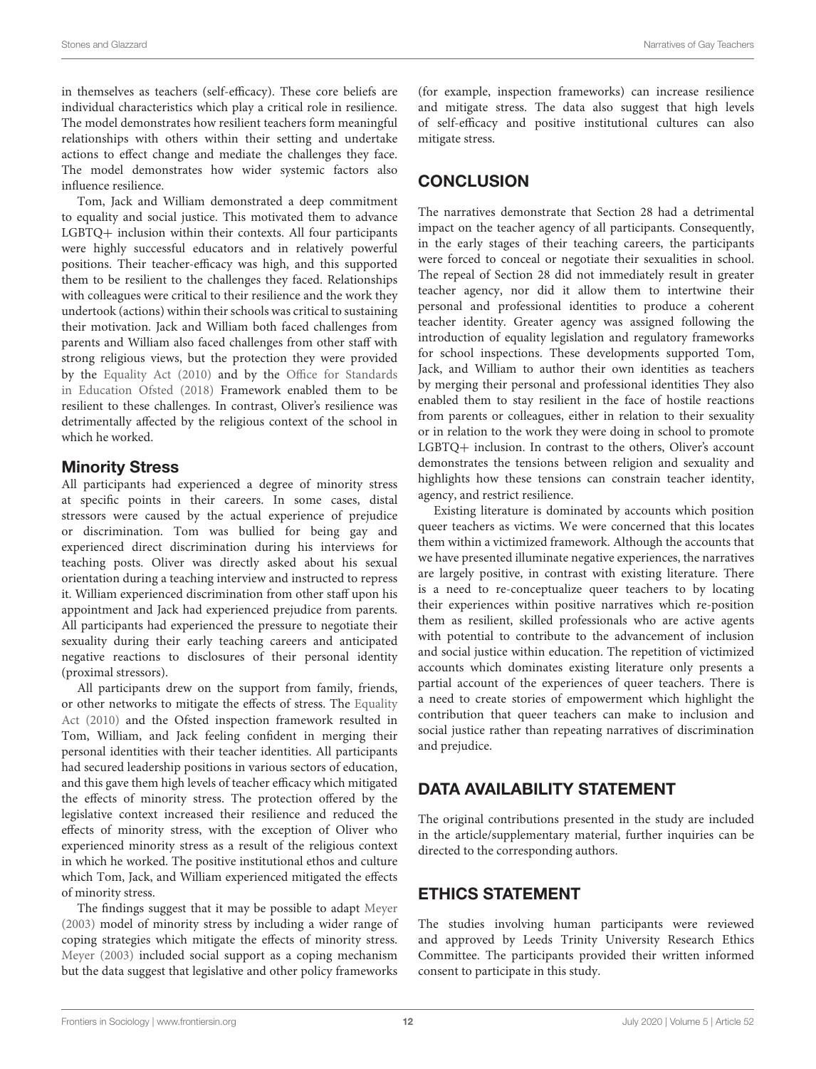in themselves as teachers (self-efficacy). These core beliefs are individual characteristics which play a critical role in resilience. The model demonstrates how resilient teachers form meaningful relationships with others within their setting and undertake actions to effect change and mediate the challenges they face. The model demonstrates how wider systemic factors also influence resilience.

Tom, Jack and William demonstrated a deep commitment to equality and social justice. This motivated them to advance LGBTQ+ inclusion within their contexts. All four participants were highly successful educators and in relatively powerful positions. Their teacher-efficacy was high, and this supported them to be resilient to the challenges they faced. Relationships with colleagues were critical to their resilience and the work they undertook (actions) within their schools was critical to sustaining their motivation. Jack and William both faced challenges from parents and William also faced challenges from other staff with strong religious views, but the protection they were provided by the Equality Act (2010) and by the Office for Standards in Education Ofsted (2018) Framework enabled them to be resilient to these challenges. In contrast, Oliver's resilience was detrimentally affected by the religious context of the school in which he worked.

### Minority Stress

All participants had experienced a degree of minority stress at specific points in their careers. In some cases, distal stressors were caused by the actual experience of prejudice or discrimination. Tom was bullied for being gay and experienced direct discrimination during his interviews for teaching posts. Oliver was directly asked about his sexual orientation during a teaching interview and instructed to repress it. William experienced discrimination from other staff upon his appointment and Jack had experienced prejudice from parents. All participants had experienced the pressure to negotiate their sexuality during their early teaching careers and anticipated negative reactions to disclosures of their personal identity (proximal stressors).

All participants drew on the support from family, friends, or other networks to mitigate the effects of stress. The Equality Act (2010) and the Ofsted inspection framework resulted in Tom, William, and Jack feeling confident in merging their personal identities with their teacher identities. All participants had secured leadership positions in various sectors of education, and this gave them high levels of teacher efficacy which mitigated the effects of minority stress. The protection offered by the legislative context increased their resilience and reduced the effects of minority stress, with the exception of Oliver who experienced minority stress as a result of the religious context in which he worked. The positive institutional ethos and culture which Tom, Jack, and William experienced mitigated the effects of minority stress.

The findings suggest that it may be possible to adapt Meyer (2003) model of minority stress by including a wider range of coping strategies which mitigate the effects of minority stress. Meyer (2003) included social support as a coping mechanism but the data suggest that legislative and other policy frameworks (for example, inspection frameworks) can increase resilience and mitigate stress. The data also suggest that high levels of self-efficacy and positive institutional cultures can also mitigate stress.

## CONCLUSION

The narratives demonstrate that Section 28 had a detrimental impact on the teacher agency of all participants. Consequently, in the early stages of their teaching careers, the participants were forced to conceal or negotiate their sexualities in school. The repeal of Section 28 did not immediately result in greater teacher agency, nor did it allow them to intertwine their personal and professional identities to produce a coherent teacher identity. Greater agency was assigned following the introduction of equality legislation and regulatory frameworks for school inspections. These developments supported Tom, Jack, and William to author their own identities as teachers by merging their personal and professional identities They also enabled them to stay resilient in the face of hostile reactions from parents or colleagues, either in relation to their sexuality or in relation to the work they were doing in school to promote LGBTQ+ inclusion. In contrast to the others, Oliver's account demonstrates the tensions between religion and sexuality and highlights how these tensions can constrain teacher identity, agency, and restrict resilience.

Existing literature is dominated by accounts which position queer teachers as victims. We were concerned that this locates them within a victimized framework. Although the accounts that we have presented illuminate negative experiences, the narratives are largely positive, in contrast with existing literature. There is a need to re-conceptualize queer teachers to by locating their experiences within positive narratives which re-position them as resilient, skilled professionals who are active agents with potential to contribute to the advancement of inclusion and social justice within education. The repetition of victimized accounts which dominates existing literature only presents a partial account of the experiences of queer teachers. There is a need to create stories of empowerment which highlight the contribution that queer teachers can make to inclusion and social justice rather than repeating narratives of discrimination and prejudice.

## DATA AVAILABILITY STATEMENT

The original contributions presented in the study are included in the article/supplementary material, further inquiries can be directed to the corresponding authors.

## ETHICS STATEMENT

The studies involving human participants were reviewed and approved by Leeds Trinity University Research Ethics Committee. The participants provided their written informed consent to participate in this study.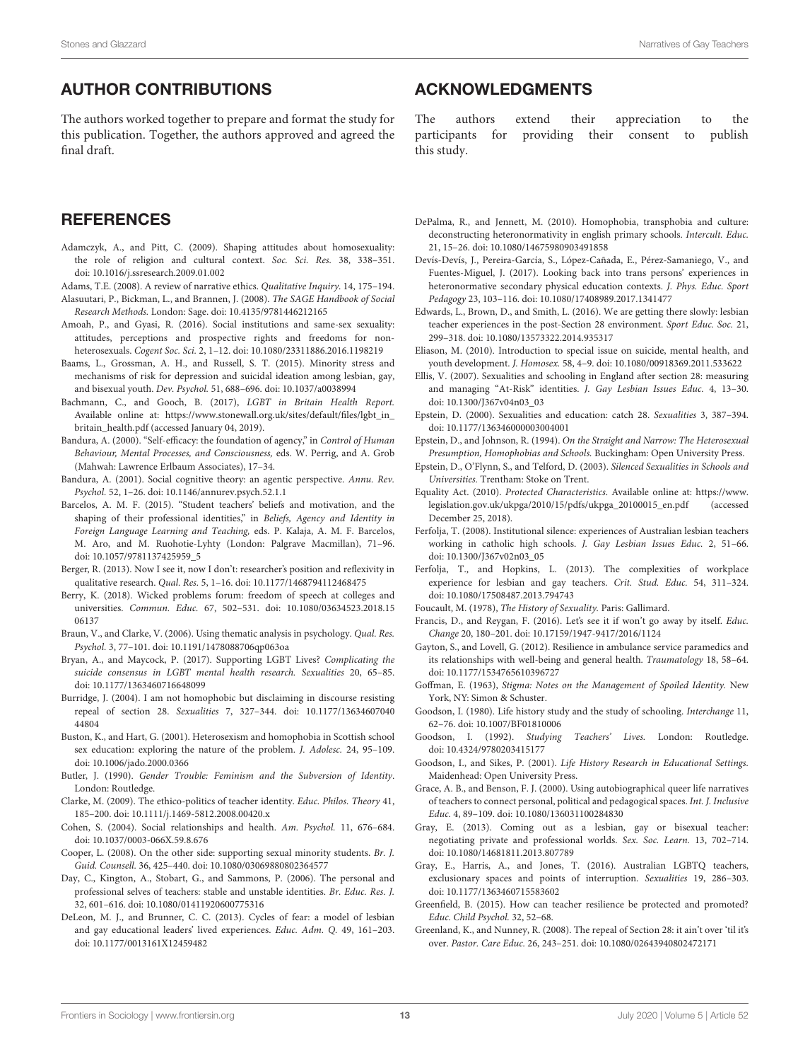## AUTHOR CONTRIBUTIONS

The authors worked together to prepare and format the study for this publication. Together, the authors approved and agreed the final draft.

## ACKNOWLEDGMENTS

The authors extend their appreciation to the participants for providing their consent to publish this study.

## REFERENCES

Adamczyk, A., and Pitt, C. (2009). Shaping attitudes about homosexuality: the role of religion and cultural context. *Soc. Sci. Res.* 38, 338–351. doi: 10.1016/j.ssresearch.2009.01.002

Adams, T.E. (2008). A review of narrative ethics. *Qualitative Inquiry*. 14, 175–194.

Alasuutari, P., Bickman, L., and Brannen, J. (2008). *The SAGE Handbook of Social Research Methods.* London: Sage. doi: 10.4135/9781446212165

Amoah, P., and Gyasi, R. (2016). Social institutions and same-sex sexuality: attitudes, perceptions and prospective rights and freedoms for non-heterosexuals. *Cogent Soc. Sci.* 2, 1–12. doi: 10.1080/23311886.2016.1198219

Baams, L., Grossman, A. H., and Russell, S. T. (2015). Minority stress and mechanisms of risk for depression and suicidal ideation among lesbian, gay, and bisexual youth. *Dev. Psychol.* 51, 688–696. doi: 10.1037/a0038994

Bachmann, C., and Gooch, B. (2017), *LGBT in Britain Health Report.* Available online at: https://www.stonewall.org.uk/sites/default/files/lgbt_in_britain_health.pdf (accessed January 04, 2019).

Bandura, A. (2000). "Self-efficacy: the foundation of agency," in *Control of Human Behaviour, Mental Processes, and Consciousness,* eds. W. Perrig, and A. Grob (Mahwah: Lawrence Erlbaum Associates), 17–34.

Bandura, A. (2001). Social cognitive theory: an agentic perspective. *Annu. Rev. Psychol.* 52, 1–26. doi: 10.1146/annurev.psych.52.1.1

Barcelos, A. M. F. (2015). "Student teachers' beliefs and motivation, and the shaping of their professional identities," in *Beliefs, Agency and Identity in Foreign Language Learning and Teaching,* eds. P. Kalaja, A. M. F. Barcelos, M. Aro, and M. Ruohotie-Lyhty (London: Palgrave Macmillan), 71–96. doi: 10.1057/9781137425959_5

Berger, R. (2013). Now I see it, now I don't: researcher's position and reflexivity in qualitative research. *Qual. Res.* 5, 1–16. doi: 10.1177/1468794112468475

Berry, K. (2018). Wicked problems forum: freedom of speech at colleges and universities. *Commun. Educ.* 67, 502–531. doi: 10.1080/03634523.2018.1506137

Braun, V., and Clarke, V. (2006). Using thematic analysis in psychology. *Qual. Res. Psychol.* 3, 77–101. doi: 10.1191/1478088706qp063oa

Bryan, A., and Maycock, P. (2017). Supporting LGBT Lives? *Complicating the suicide consensus in LGBT mental health research. Sexualities* 20, 65–85. doi: 10.1177/1363460716648099

Burridge, J. (2004). I am not homophobic but disclaiming in discourse resisting repeal of section 28. *Sexualities* 7, 327–344. doi: 10.1177/1363460704044804

Buston, K., and Hart, G. (2001). Heterosexism and homophobia in Scottish school sex education: exploring the nature of the problem. *J. Adolesc.* 24, 95–109. doi: 10.1006/jado.2000.0366

Butler, J. (1990). *Gender Trouble: Feminism and the Subversion of Identity*. London: Routledge.

Clarke, M. (2009). The ethico-politics of teacher identity. *Educ. Philos. Theory* 41, 185–200. doi: 10.1111/j.1469-5812.2008.00420.x

Cohen, S. (2004). Social relationships and health. *Am. Psychol.* 11, 676–684. doi: 10.1037/0003-066X.59.8.676

Cooper, L. (2008). On the other side: supporting sexual minority students. *Br. J. Guid. Counsell.* 36, 425–440. doi: 10.1080/03069880802364577

Day, C., Kington, A., Stobart, G., and Sammons, P. (2006). The personal and professional selves of teachers: stable and unstable identities. *Br. Educ. Res. J.* 32, 601–616. doi: 10.1080/01411920600775316

DeLeon, M. J., and Brunner, C. C. (2013). Cycles of fear: a model of lesbian and gay educational leaders' lived experiences. *Educ. Adm. Q.* 49, 161–203. doi: 10.1177/0013161X12459482

DePalma, R., and Jennett, M. (2010). Homophobia, transphobia and culture: deconstructing heteronormativity in english primary schools. *Intercult. Educ.* 21, 15–26. doi: 10.1080/14675980903491858

Devís-Devís, J., Pereira-García, S., López-Cañada, E., Pérez-Samaniego, V., and Fuentes-Miguel, J. (2017). Looking back into trans persons' experiences in heteronormative secondary physical education contexts. *J. Phys. Educ. Sport Pedagogy* 23, 103–116. doi: 10.1080/17408989.2017.1341477

Edwards, L., Brown, D., and Smith, L. (2016). We are getting there slowly: lesbian teacher experiences in the post-Section 28 environment. *Sport Educ. Soc.* 21, 299–318. doi: 10.1080/13573322.2014.935317

Eliason, M. (2010). Introduction to special issue on suicide, mental health, and youth development. *J. Homosex.* 58, 4–9. doi: 10.1080/00918369.2011.533622

Ellis, V. (2007). Sexualities and schooling in England after section 28: measuring and managing "At-Risk" identities. *J. Gay Lesbian Issues Educ.* 4, 13–30. doi: 10.1300/J367v04n03_03

Epstein, D. (2000). Sexualities and education: catch 28. *Sexualities* 3, 387–394. doi: 10.1177/136346000003004001

Epstein, D., and Johnson, R. (1994). *On the Straight and Narrow: The Heterosexual Presumption, Homophobias and Schools.* Buckingham: Open University Press.

Epstein, D., O'Flynn, S., and Telford, D. (2003). *Silenced Sexualities in Schools and Universities*. Trentham: Stoke on Trent.

Equality Act. (2010). *Protected Characteristics*. Available online at: https://www.legislation.gov.uk/ukpga/2010/15/pdfs/ukpga_20100015_en.pdf (accessed December 25, 2018).

Ferfolja, T. (2008). Institutional silence: experiences of Australian lesbian teachers working in catholic high schools. *J. Gay Lesbian Issues Educ.* 2, 51–66. doi: 10.1300/J367v02n03_05

Ferfolja, T., and Hopkins, L. (2013). The complexities of workplace experience for lesbian and gay teachers. *Crit. Stud. Educ.* 54, 311–324. doi: 10.1080/17508487.2013.794743

Foucault, M. (1978), *The History of Sexuality*. Paris: Gallimard.

Francis, D., and Reygan, F. (2016). Let's see it if won't go away by itself. *Educ. Change* 20, 180–201. doi: 10.17159/1947-9417/2016/1124

Gayton, S., and Lovell, G. (2012). Resilience in ambulance service paramedics and its relationships with well-being and general health. *Traumatology* 18, 58–64. doi: 10.1177/1534765610396727

Goffman, E. (1963), *Stigma: Notes on the Management of Spoiled Identity*. New York, NY: Simon & Schuster.

Goodson, I. (1980). Life history study and the study of schooling. *Interchange* 11, 62–76. doi: 10.1007/BF01810006

Goodson, I. (1992). *Studying Teachers' Lives.* London: Routledge. doi: 10.4324/9780203415177

Goodson, I., and Sikes, P. (2001). *Life History Research in Educational Settings.* Maidenhead: Open University Press.

Grace, A. B., and Benson, F. J. (2000). Using autobiographical queer life narratives of teachers to connect personal, political and pedagogical spaces. *Int. J. Inclusive Educ.* 4, 89–109. doi: 10.1080/136031100284830

Gray, E. (2013). Coming out as a lesbian, gay or bisexual teacher: negotiating private and professional worlds. *Sex. Soc. Learn.* 13, 702–714. doi: 10.1080/14681811.2013.807789

Gray, E., Harris, A., and Jones, T. (2016). Australian LGBTQ teachers, exclusionary spaces and points of interruption. *Sexualities* 19, 286–303. doi: 10.1177/1363460715583602

Greenfield, B. (2015). How can teacher resilience be protected and promoted? *Educ. Child Psychol.* 32, 52–68.

Greenland, K., and Nunney, R. (2008). The repeal of Section 28: it ain't over 'til it's over. *Pastor. Care Educ.* 26, 243–251. doi: 10.1080/02643940802472171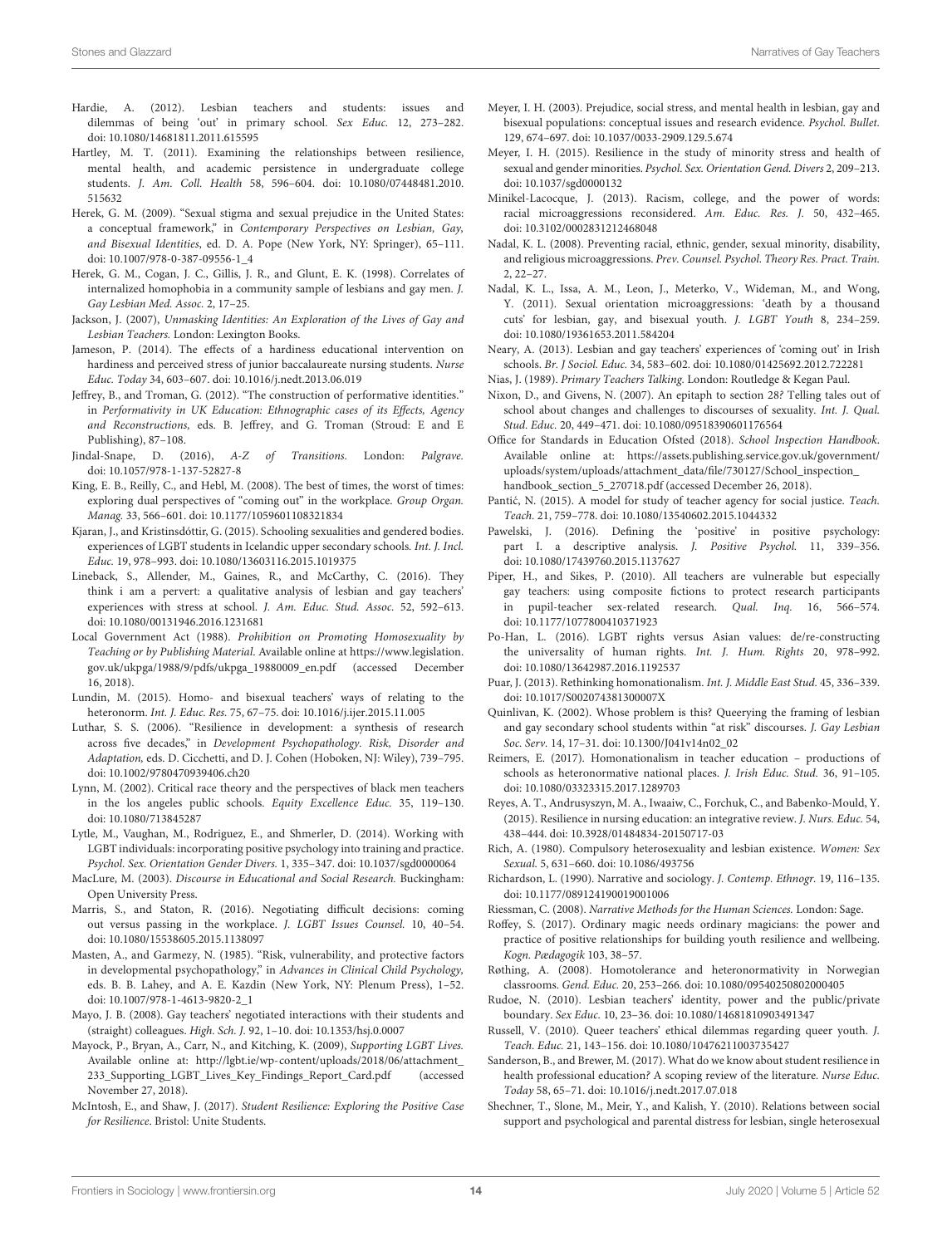Hardie, A. (2012). Lesbian teachers and students: issues and dilemmas of being 'out' in primary school. *Sex Educ.* 12, 273–282. doi: 10.1080/14681811.2011.615595

Hartley, M. T. (2011). Examining the relationships between resilience, mental health, and academic persistence in undergraduate college students. *J. Am. Coll. Health* 58, 596–604. doi: 10.1080/07448481.2010.515632

Herek, G. M. (2009). "Sexual stigma and sexual prejudice in the United States: a conceptual framework," in *Contemporary Perspectives on Lesbian, Gay, and Bisexual Identities*, ed. D. A. Pope (New York, NY: Springer), 65–111. doi: 10.1007/978-0-387-09556-1_4

Herek, G. M., Cogan, J. C., Gillis, J. R., and Glunt, E. K. (1998). Correlates of internalized homophobia in a community sample of lesbians and gay men. *J. Gay Lesbian Med. Assoc.* 2, 17–25.

Jackson, J. (2007), *Unmasking Identities: An Exploration of the Lives of Gay and Lesbian Teachers.* London: Lexington Books.

Jameson, P. (2014). The effects of a hardiness educational intervention on hardiness and perceived stress of junior baccalaureate nursing students. *Nurse Educ. Today* 34, 603–607. doi: 10.1016/j.nedt.2013.06.019

Jeffrey, B., and Troman, G. (2012). "The construction of performative identities." in *Performativity in UK Education: Ethnographic cases of its Effects, Agency and Reconstructions,* eds. B. Jeffrey, and G. Troman (Stroud: E and E Publishing), 87–108.

Jindal-Snape, D. (2016), *A-Z of Transitions.* London: *Palgrave.* doi: 10.1057/978-1-137-52827-8

King, E. B., Reilly, C., and Hebl, M. (2008). The best of times, the worst of times: exploring dual perspectives of "coming out" in the workplace. *Group Organ. Manag.* 33, 566–601. doi: 10.1177/1059601108321834

Kjaran, J., and Kristinsdóttir, G. (2015). Schooling sexualities and gendered bodies. experiences of LGBT students in Icelandic upper secondary schools. *Int. J. Incl. Educ.* 19, 978–993. doi: 10.1080/13603116.2015.1019375

Lineback, S., Allender, M., Gaines, R., and McCarthy, C. (2016). They think i am a pervert: a qualitative analysis of lesbian and gay teachers' experiences with stress at school. *J. Am. Educ. Stud. Assoc.* 52, 592–613. doi: 10.1080/00131946.2016.1231681

Local Government Act (1988). *Prohibition on Promoting Homosexuality by Teaching or by Publishing Material.* Available online at https://www.legislation.gov.uk/ukpga/1988/9/pdfs/ukpga_19880009_en.pdf (accessed December 16, 2018).

Lundin, M. (2015). Homo- and bisexual teachers' ways of relating to the heteronorm. *Int. J. Educ. Res.* 75, 67–75. doi: 10.1016/j.ijer.2015.11.005

Luthar, S. S. (2006). "Resilience in development: a synthesis of research across five decades," in *Development Psychopathology. Risk, Disorder and Adaptation,* eds. D. Cicchetti, and D. J. Cohen (Hoboken, NJ: Wiley), 739–795. doi: 10.1002/9780470939406.ch20

Lynn, M. (2002). Critical race theory and the perspectives of black men teachers in the los angeles public schools. *Equity Excellence Educ.* 35, 119–130. doi: 10.1080/713845287

Lytle, M., Vaughan, M., Rodriguez, E., and Shmerler, D. (2014). Working with LGBT individuals: incorporating positive psychology into training and practice. *Psychol. Sex. Orientation Gender Divers.* 1, 335–347. doi: 10.1037/sgd0000064

MacLure, M. (2003). *Discourse in Educational and Social Research.* Buckingham: Open University Press.

Marris, S., and Staton, R. (2016). Negotiating difficult decisions: coming out versus passing in the workplace. *J. LGBT Issues Counsel.* 10, 40–54. doi: 10.1080/15538605.2015.1138097

Masten, A., and Garmezy, N. (1985). "Risk, vulnerability, and protective factors in developmental psychopathology," in *Advances in Clinical Child Psychology,* eds. B. B. Lahey, and A. E. Kazdin (New York, NY: Plenum Press), 1–52. doi: 10.1007/978-1-4613-9820-2_1

Mayo, J. B. (2008). Gay teachers' negotiated interactions with their students and (straight) colleagues. *High. Sch. J.* 92, 1–10. doi: 10.1353/hsj.0.0007

Mayock, P., Bryan, A., Carr, N., and Kitching, K. (2009), *Supporting LGBT Lives.* Available online at: http://lgbt.ie/wp-content/uploads/2018/06/attachment_233_Supporting_LGBT_Lives_Key_Findings_Report_Card.pdf (accessed November 27, 2018).

McIntosh, E., and Shaw, J. (2017). *Student Resilience: Exploring the Positive Case for Resilience*. Bristol: Unite Students.

Meyer, I. H. (2003). Prejudice, social stress, and mental health in lesbian, gay and bisexual populations: conceptual issues and research evidence. *Psychol. Bullet.* 129, 674–697. doi: 10.1037/0033-2909.129.5.674

Meyer, I. H. (2015). Resilience in the study of minority stress and health of sexual and gender minorities. *Psychol. Sex. Orientation Gend. Divers* 2, 209–213. doi: 10.1037/sgd0000132

Minikel-Lacocque, J. (2013). Racism, college, and the power of words: racial microaggressions reconsidered. *Am. Educ. Res. J.* 50, 432–465. doi: 10.3102/0002831212468048

Nadal, K. L. (2008). Preventing racial, ethnic, gender, sexual minority, disability, and religious microaggressions. *Prev. Counsel. Psychol. Theory Res. Pract. Train.* 2, 22–27.

Nadal, K. L., Issa, A. M., Leon, J., Meterko, V., Wideman, M., and Wong, Y. (2011). Sexual orientation microaggressions: 'death by a thousand cuts' for lesbian, gay, and bisexual youth. *J. LGBT Youth* 8, 234–259. doi: 10.1080/19361653.2011.584204

Neary, A. (2013). Lesbian and gay teachers' experiences of 'coming out' in Irish schools. *Br. J Sociol. Educ.* 34, 583–602. doi: 10.1080/01425692.2012.722281

Nias, J. (1989). *Primary Teachers Talking.* London: Routledge & Kegan Paul.

Nixon, D., and Givens, N. (2007). An epitaph to section 28? Telling tales out of school about changes and challenges to discourses of sexuality. *Int. J. Qual. Stud. Educ.* 20, 449–471. doi: 10.1080/09518390601176564

Office for Standards in Education Ofsted (2018). *School Inspection Handbook*. Available online at: https://assets.publishing.service.gov.uk/government/uploads/system/uploads/attachment_data/file/730127/School_inspection_handbook_section_5_270718.pdf (accessed December 26, 2018).

Pantić, N. (2015). A model for study of teacher agency for social justice. *Teach. Teach.* 21, 759–778. doi: 10.1080/13540602.2015.1044332

Pawelski, J. (2016). Defining the 'positive' in positive psychology: part I. a descriptive analysis. *J. Positive Psychol.* 11, 339–356. doi: 10.1080/17439760.2015.1137627

Piper, H., and Sikes, P. (2010). All teachers are vulnerable but especially gay teachers: using composite fictions to protect research participants in pupil-teacher sex-related research. *Qual. Inq.* 16, 566–574. doi: 10.1177/1077800410371923

Po-Han, L. (2016). LGBT rights versus Asian values: de/re-constructing the universality of human rights. *Int. J. Hum. Rights* 20, 978–992. doi: 10.1080/13642987.2016.1192537

Puar, J. (2013). Rethinking homonationalism. *Int. J. Middle East Stud.* 45, 336–339. doi: 10.1017/S002074381300007X

Quinlivan, K. (2002). Whose problem is this? Queerying the framing of lesbian and gay secondary school students within "at risk" discourses. *J. Gay Lesbian Soc. Serv.* 14, 17–31. doi: 10.1300/J041v14n02_02

Reimers, E. (2017). Homonationalism in teacher education – productions of schools as heteronormative national places. *J. Irish Educ. Stud.* 36, 91–105. doi: 10.1080/03323315.2017.1289703

Reyes, A. T., Andrusyszyn, M. A., Iwaaiw, C., Forchuk, C., and Babenko-Mould, Y. (2015). Resilience in nursing education: an integrative review. *J. Nurs. Educ.* 54, 438–444. doi: 10.3928/01484834-20150717-03

Rich, A. (1980). Compulsory heterosexuality and lesbian existence. *Women: Sex Sexual.* 5, 631–660. doi: 10.1086/493756

Richardson, L. (1990). Narrative and sociology. *J. Contemp. Ethnogr.* 19, 116–135. doi: 10.1177/089124190019001006

Riessman, C. (2008). *Narrative Methods for the Human Sciences.* London: Sage.

Roffey, S. (2017). Ordinary magic needs ordinary magicians: the power and practice of positive relationships for building youth resilience and wellbeing. *Kogn. Pædagogik* 103, 38–57.

Røthing, A. (2008). Homotolerance and heteronormativity in Norwegian classrooms. *Gend. Educ.* 20, 253–266. doi: 10.1080/09540250802000405

Rudoe, N. (2010). Lesbian teachers' identity, power and the public/private boundary. *Sex Educ.* 10, 23–36. doi: 10.1080/14681810903491347

Russell, V. (2010). Queer teachers' ethical dilemmas regarding queer youth. *J. Teach. Educ.* 21, 143–156. doi: 10.1080/10476211003735427

Sanderson, B., and Brewer, M. (2017). What do we know about student resilience in health professional education? A scoping review of the literature. *Nurse Educ. Today* 58, 65–71. doi: 10.1016/j.nedt.2017.07.018

Shechner, T., Slone, M., Meir, Y., and Kalish, Y. (2010). Relations between social support and psychological and parental distress for lesbian, single heterosexual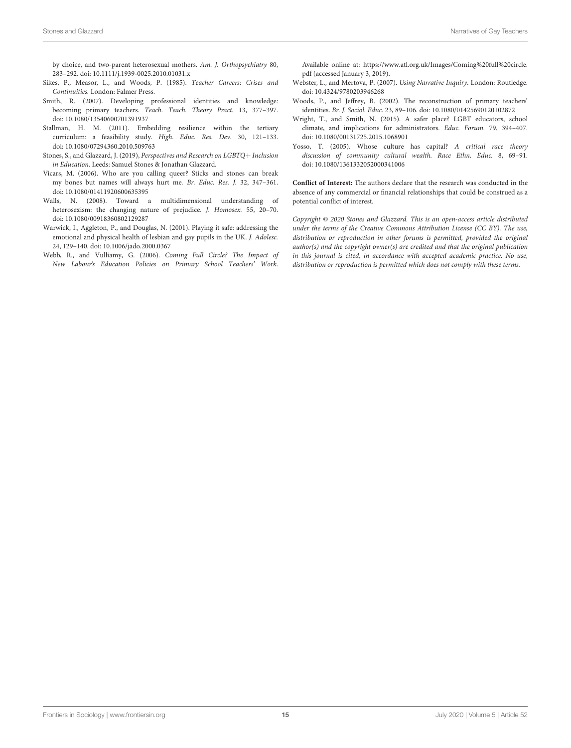by choice, and two-parent heterosexual mothers. *Am. J. Orthopsychiatry* 80, 283–292. doi: 10.1111/j.1939-0025.2010.01031.x

Sikes, P., Measor, L., and Woods, P. (1985). *Teacher Careers: Crises and Continuities.* London: Falmer Press.

Smith, R. (2007). Developing professional identities and knowledge: becoming primary teachers. *Teach. Teach. Theory Pract.* 13, 377–397. doi: 10.1080/13540600701391937

Stallman, H. M. (2011). Embedding resilience within the tertiary curriculum: a feasibility study. *High. Educ. Res. Dev.* 30, 121–133. doi: 10.1080/07294360.2010.509763

Stones, S., and Glazzard, J. (2019), *Perspectives and Research on LGBTQ+ Inclusion in Education.* Leeds: Samuel Stones & Jonathan Glazzard.

Vicars, M. (2006). Who are you calling queer? Sticks and stones can break my bones but names will always hurt me. *Br. Educ. Res. J.* 32, 347–361. doi: 10.1080/01411920600635395

Walls, N. (2008). Toward a multidimensional understanding of heterosexism: the changing nature of prejudice. *J. Homosex.* 55, 20–70. doi: 10.1080/00918360802129287

Warwick, I., Aggleton, P., and Douglas, N. (2001). Playing it safe: addressing the emotional and physical health of lesbian and gay pupils in the UK. *J. Adolesc.* 24, 129–140. doi: 10.1006/jado.2000.0367

Webb, R., and Vulliamy, G. (2006). *Coming Full Circle? The Impact of New Labour's Education Policies on Primary School Teachers' Work.* Available online at: https://www.atl.org.uk/Images/Coming%20full%20circle.pdf (accessed January 3, 2019).

Webster, L., and Mertova, P. (2007). *Using Narrative Inquiry.* London: Routledge. doi: 10.4324/9780203946268

Woods, P., and Jeffrey, B. (2002). The reconstruction of primary teachers' identities. *Br. J. Sociol. Educ.* 23, 89–106. doi: 10.1080/01425690120102872

Wright, T., and Smith, N. (2015). A safer place? LGBT educators, school climate, and implications for administrators. *Educ. Forum.* 79, 394–407. doi: 10.1080/00131725.2015.1068901

Yosso, T. (2005). Whose culture has capital? *A critical race theory discussion of community cultural wealth. Race Ethn. Educ.* 8, 69–91. doi: 10.1080/1361332052000341006

**Conflict of Interest:** The authors declare that the research was conducted in the absence of any commercial or financial relationships that could be construed as a potential conflict of interest.

*Copyright © 2020 Stones and Glazzard. This is an open-access article distributed under the terms of the Creative Commons Attribution License (CC BY). The use, distribution or reproduction in other forums is permitted, provided the original author(s) and the copyright owner(s) are credited and that the original publication in this journal is cited, in accordance with accepted academic practice. No use, distribution or reproduction is permitted which does not comply with these terms.*